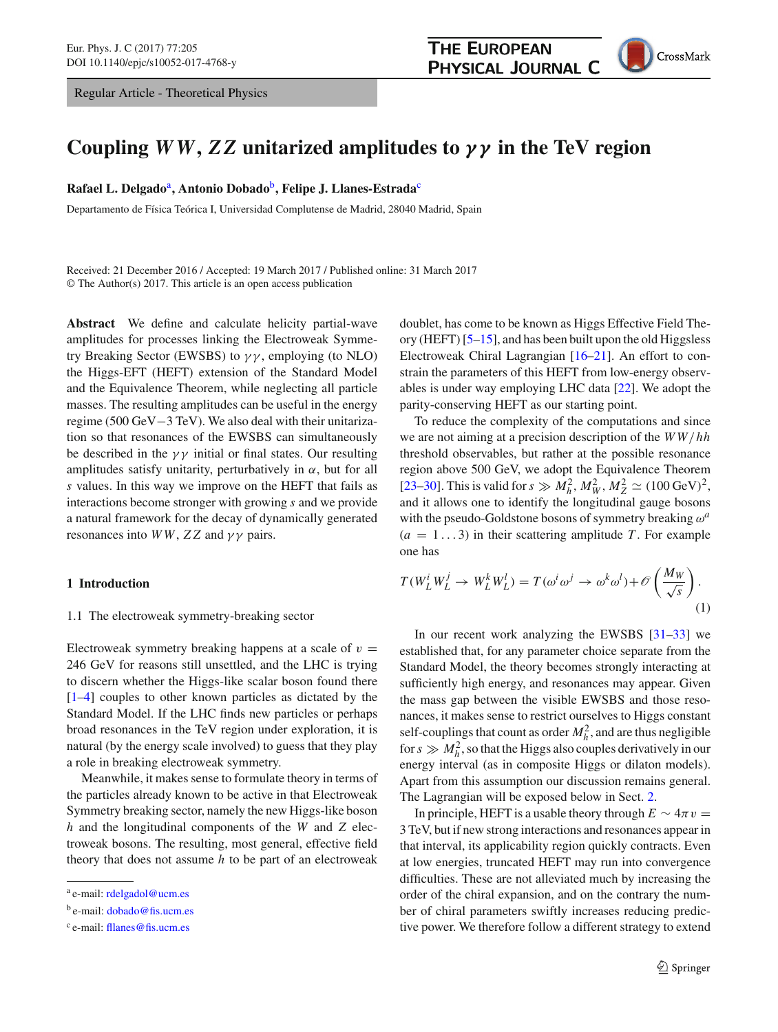Regular Article - Theoretical Physics

# Coupling $WW$, $ZZ$ unitarized amplitudes to $\gamma\gamma$ in the TeV region

**Rafael L. Delgado**[a], **Antonio Dobado**[b], **Felipe J. Llanes-Estrada**[c]

Departamento de Física Teórica I, Universidad Complutense de Madrid, 28040 Madrid, Spain

Received: 21 December 2016 / Accepted: 19 March 2017 / Published online: 31 March 2017
© The Author(s) 2017. This article is an open access publication

**Abstract** We define and calculate helicity partial-wave amplitudes for processes linking the Electroweak Symmetry Breaking Sector (EWSBS) to $\gamma\gamma$, employing (to NLO) the Higgs-EFT (HEFT) extension of the Standard Model and the Equivalence Theorem, while neglecting all particle masses. The resulting amplitudes can be useful in the energy regime (500 GeV−3 TeV). We also deal with their unitarization so that resonances of the EWSBS can simultaneously be described in the $\gamma\gamma$ initial or final states. Our resulting amplitudes satisfy unitarity, perturbatively in $\alpha$, but for all $s$ values. In this way we improve on the HEFT that fails as interactions become stronger with growing $s$ and we provide a natural framework for the decay of dynamically generated resonances into $WW$, $ZZ$ and $\gamma\gamma$ pairs.

## 1 Introduction

### 1.1 The electroweak symmetry-breaking sector

Electroweak symmetry breaking happens at a scale of $v = 246$ GeV for reasons still unsettled, and the LHC is trying to discern whether the Higgs-like scalar boson found there [1–4] couples to other known particles as dictated by the Standard Model. If the LHC finds new particles or perhaps broad resonances in the TeV region under exploration, it is natural (by the energy scale involved) to guess that they play a role in breaking electroweak symmetry.

Meanwhile, it makes sense to formulate theory in terms of the particles already known to be active in that Electroweak Symmetry breaking sector, namely the new Higgs-like boson $h$ and the longitudinal components of the $W$ and $Z$ electroweak bosons. The resulting, most general, effective field theory that does not assume $h$ to be part of an electroweak doublet, has come to be known as Higgs Effective Field Theory (HEFT) [5–15], and has been built upon the old Higgsless Electroweak Chiral Lagrangian [16–21]. An effort to constrain the parameters of this HEFT from low-energy observables is under way employing LHC data [22]. We adopt the parity-conserving HEFT as our starting point.

To reduce the complexity of the computations and since we are not aiming at a precision description of the $WW/hh$ threshold observables, but rather at the possible resonance region above 500 GeV, we adopt the Equivalence Theorem [23–30]. This is valid for $s \gg M_h^2, M_W^2, M_Z^2 \simeq (100\ \text{GeV})^2$, and it allows one to identify the longitudinal gauge bosons with the pseudo-Goldstone bosons of symmetry breaking $\omega^a$ ($a = 1\ldots3$) in their scattering amplitude $T$. For example one has

$$T(W_L^i W_L^j \to W_L^k W_L^l) = T(\omega^i\omega^j \to \omega^k\omega^l) + \mathcal{O}\left(\frac{M_W}{\sqrt{s}}\right). \tag{1}$$

In our recent work analyzing the EWSBS [31–33] we established that, for any parameter choice separate from the Standard Model, the theory becomes strongly interacting at sufficiently high energy, and resonances may appear. Given the mass gap between the visible EWSBS and those resonances, it makes sense to restrict ourselves to Higgs constant self-couplings that count as order $M_h^2$, and are thus negligible for $s \gg M_h^2$, so that the Higgs also couples derivatively in our energy interval (as in composite Higgs or dilaton models). Apart from this assumption our discussion remains general. The Lagrangian will be exposed below in Sect. 2.

In principle, HEFT is a usable theory through $E \sim 4\pi v = 3$ TeV, but if new strong interactions and resonances appear in that interval, its applicability region quickly contracts. Even at low energies, truncated HEFT may run into convergence difficulties. These are not alleviated much by increasing the order of the chiral expansion, and on the contrary the number of chiral parameters swiftly increases reducing predictive power. We therefore follow a different strategy to extend

---

[a] e-mail: rdelgadol@ucm.es

[b] e-mail: dobado@fis.ucm.es

[c] e-mail: fllanes@fis.ucm.es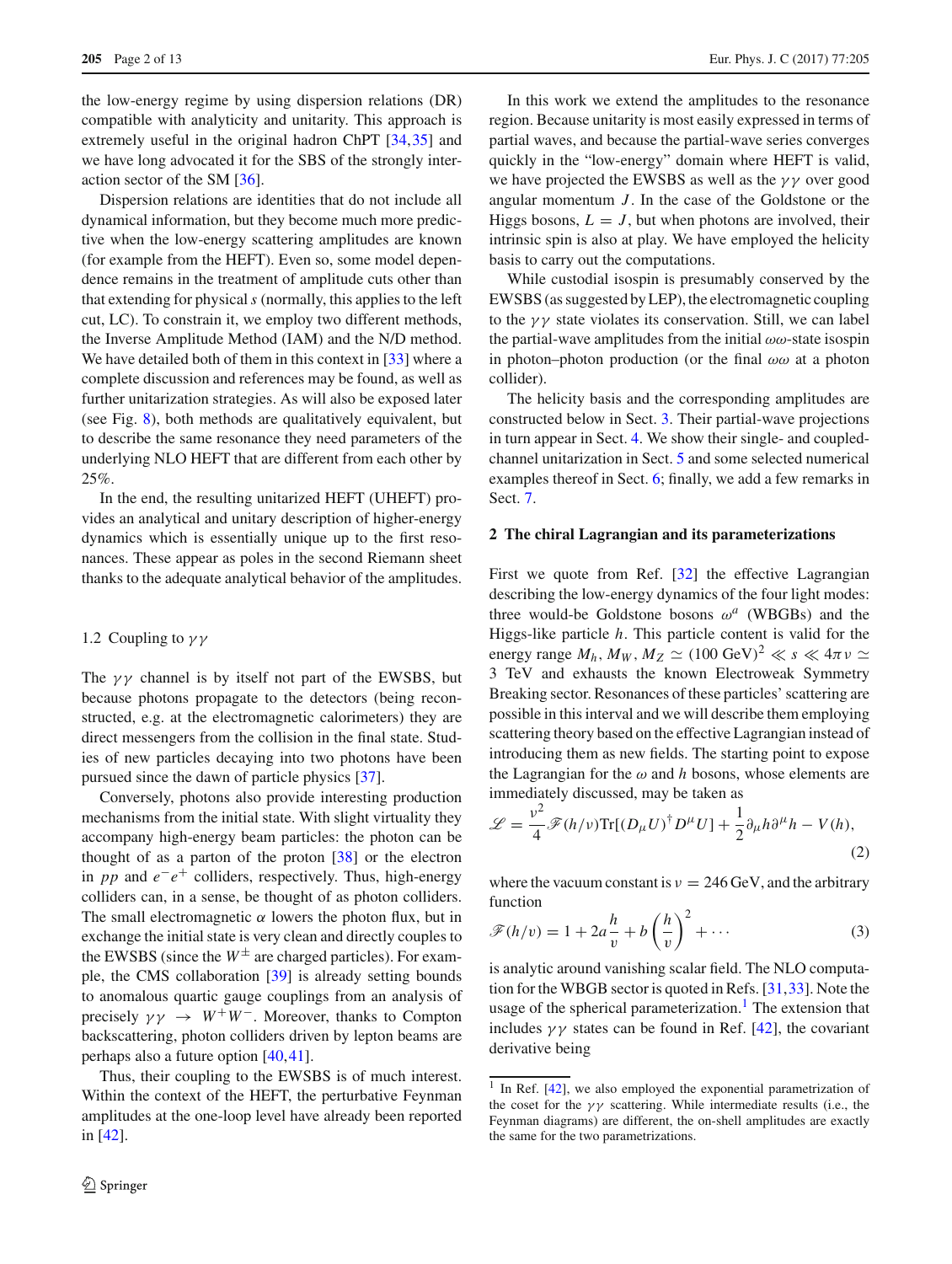the low-energy regime by using dispersion relations (DR) compatible with analyticity and unitarity. This approach is extremely useful in the original hadron ChPT [34,35] and we have long advocated it for the SBS of the strongly interaction sector of the SM [36].

Dispersion relations are identities that do not include all dynamical information, but they become much more predictive when the low-energy scattering amplitudes are known (for example from the HEFT). Even so, some model dependence remains in the treatment of amplitude cuts other than that extending for physical $s$ (normally, this applies to the left cut, LC). To constrain it, we employ two different methods, the Inverse Amplitude Method (IAM) and the N/D method. We have detailed both of them in this context in [33] where a complete discussion and references may be found, as well as further unitarization strategies. As will also be exposed later (see Fig. 8), both methods are qualitatively equivalent, but to describe the same resonance they need parameters of the underlying NLO HEFT that are different from each other by 25%.

In the end, the resulting unitarized HEFT (UHEFT) provides an analytical and unitary description of higher-energy dynamics which is essentially unique up to the first resonances. These appear as poles in the second Riemann sheet thanks to the adequate analytical behavior of the amplitudes.

### 1.2 Coupling to $\gamma\gamma$

The $\gamma\gamma$ channel is by itself not part of the EWSBS, but because photons propagate to the detectors (being reconstructed, e.g. at the electromagnetic calorimeters) they are direct messengers from the collision in the final state. Studies of new particles decaying into two photons have been pursued since the dawn of particle physics [37].

Conversely, photons also provide interesting production mechanisms from the initial state. With slight virtuality they accompany high-energy beam particles: the photon can be thought of as a parton of the proton [38] or the electron in $pp$ and $e^-e^+$ colliders, respectively. Thus, high-energy colliders can, in a sense, be thought of as photon colliders. The small electromagnetic $\alpha$ lowers the photon flux, but in exchange the initial state is very clean and directly couples to the EWSBS (since the $W^\pm$ are charged particles). For example, the CMS collaboration [39] is already setting bounds to anomalous quartic gauge couplings from an analysis of precisely $\gamma\gamma \to W^+W^-$. Moreover, thanks to Compton backscattering, photon colliders driven by lepton beams are perhaps also a future option [40,41].

Thus, their coupling to the EWSBS is of much interest. Within the context of the HEFT, the perturbative Feynman amplitudes at the one-loop level have already been reported in [42].

In this work we extend the amplitudes to the resonance region. Because unitarity is most easily expressed in terms of partial waves, and because the partial-wave series converges quickly in the "low-energy" domain where HEFT is valid, we have projected the EWSBS as well as the $\gamma\gamma$ over good angular momentum $J$. In the case of the Goldstone or the Higgs bosons, $L = J$, but when photons are involved, their intrinsic spin is also at play. We have employed the helicity basis to carry out the computations.

While custodial isospin is presumably conserved by the EWSBS (as suggested by LEP), the electromagnetic coupling to the $\gamma\gamma$ state violates its conservation. Still, we can label the partial-wave amplitudes from the initial $\omega\omega$-state isospin in photon–photon production (or the final $\omega\omega$ at a photon collider).

The helicity basis and the corresponding amplitudes are constructed below in Sect. 3. Their partial-wave projections in turn appear in Sect. 4. We show their single- and coupled-channel unitarization in Sect. 5 and some selected numerical examples thereof in Sect. 6; finally, we add a few remarks in Sect. 7.

## 2 The chiral Lagrangian and its parameterizations

First we quote from Ref. [32] the effective Lagrangian describing the low-energy dynamics of the four light modes: three would-be Goldstone bosons $\omega^a$ (WBGBs) and the Higgs-like particle $h$. This particle content is valid for the energy range $M_h, M_W, M_Z \simeq (100\ \text{GeV})^2 \ll s \ll 4\pi v \simeq 3$ TeV and exhausts the known Electroweak Symmetry Breaking sector. Resonances of these particles' scattering are possible in this interval and we will describe them employing scattering theory based on the effective Lagrangian instead of introducing them as new fields. The starting point to expose the Lagrangian for the $\omega$ and $h$ bosons, whose elements are immediately discussed, may be taken as

$$\mathscr{L} = \frac{v^2}{4}\mathscr{F}(h/v)\text{Tr}[(D_\mu U)^\dagger D^\mu U] + \frac{1}{2}\partial_\mu h \partial^\mu h - V(h), \tag{2}$$

where the vacuum constant is $v = 246$ GeV, and the arbitrary function

$$\mathscr{F}(h/v) = 1 + 2a\frac{h}{v} + b\left(\frac{h}{v}\right)^2 + \cdots \tag{3}$$

is analytic around vanishing scalar field. The NLO computation for the WBGB sector is quoted in Refs. [31,33]. Note the usage of the spherical parameterization.[1] The extension that includes $\gamma\gamma$ states can be found in Ref. [42], the covariant derivative being

[1] In Ref. [42], we also employed the exponential parametrization of the coset for the $\gamma\gamma$ scattering. While intermediate results (i.e., the Feynman diagrams) are different, the on-shell amplitudes are exactly the same for the two parametrizations.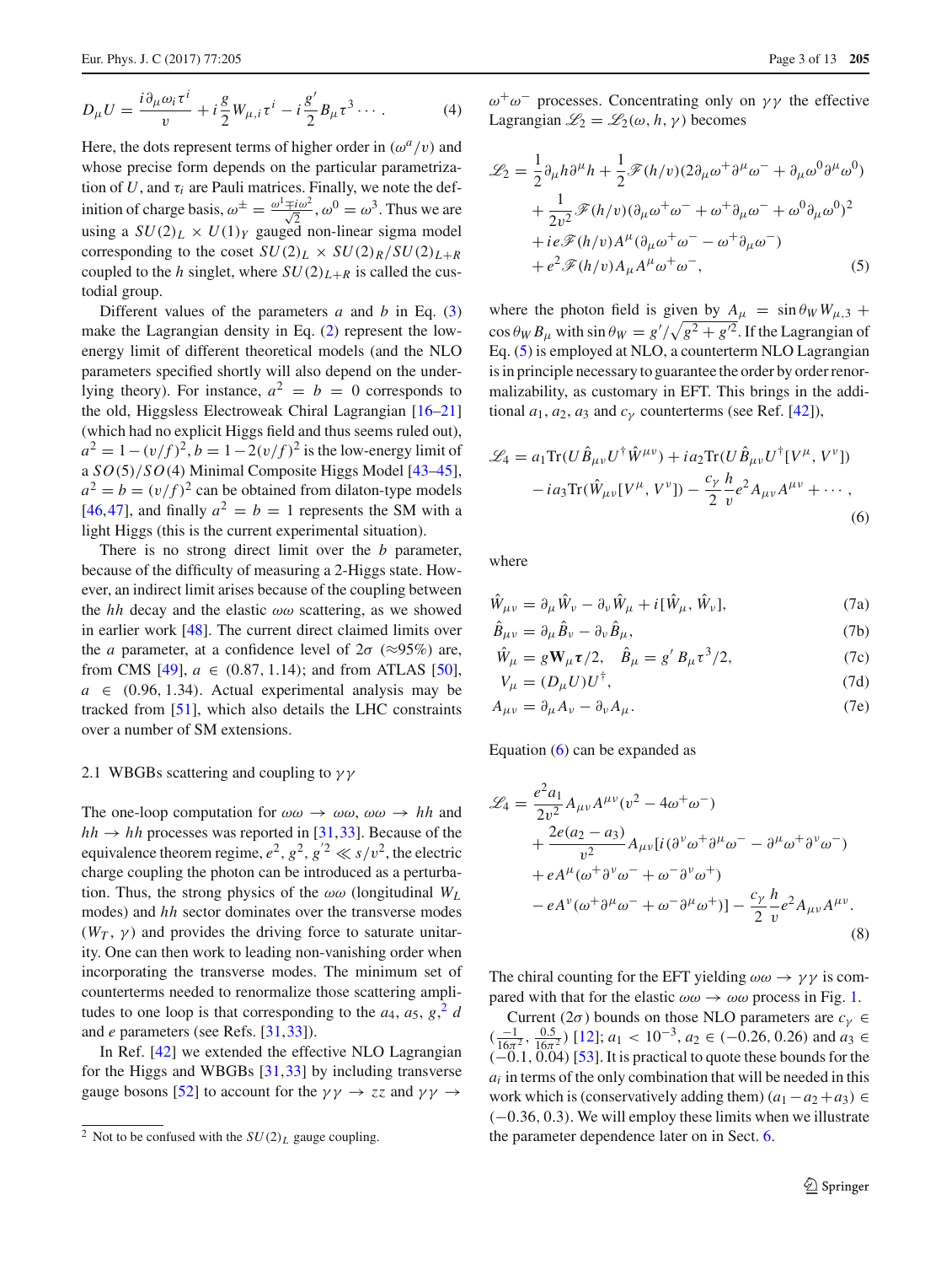$$D_\mu U = \frac{i\partial_\mu \omega_i \tau^i}{v} + i\frac{g}{2}W_{\mu,i}\tau^i - i\frac{g'}{2}B_\mu \tau^3 \cdots . \quad (4)$$

Here, the dots represent terms of higher order in $(\omega^a/v)$ and whose precise form depends on the particular parametrization of $U$, and $\tau_i$ are Pauli matrices. Finally, we note the definition of charge basis, $\omega^\pm = \frac{\omega^1 \mp i\omega^2}{\sqrt{2}}$, $\omega^0 = \omega^3$. Thus we are using a $SU(2)_L \times U(1)_Y$ gauged non-linear sigma model corresponding to the coset $SU(2)_L \times SU(2)_R / SU(2)_{L+R}$ coupled to the $h$ singlet, where $SU(2)_{L+R}$ is called the custodial group.

Different values of the parameters $a$ and $b$ in Eq. (3) make the Lagrangian density in Eq. (2) represent the low-energy limit of different theoretical models (and the NLO parameters specified shortly will also depend on the underlying theory). For instance, $a^2 = b = 0$ corresponds to the old, Higgsless Electroweak Chiral Lagrangian [16–21] (which had no explicit Higgs field and thus seems ruled out), $a^2 = 1-(v/f)^2, b = 1-2(v/f)^2$ is the low-energy limit of a $SO(5)/SO(4)$ Minimal Composite Higgs Model [43–45], $a^2 = b = (v/f)^2$ can be obtained from dilaton-type models [46,47], and finally $a^2 = b = 1$ represents the SM with a light Higgs (this is the current experimental situation).

There is no strong direct limit over the $b$ parameter, because of the difficulty of measuring a 2-Higgs state. However, an indirect limit arises because of the coupling between the $hh$ decay and the elastic $\omega\omega$ scattering, as we showed in earlier work [48]. The current direct claimed limits over the $a$ parameter, at a confidence level of $2\sigma$ ($\approx$95%) are, from CMS [49], $a \in (0.87, 1.14)$; and from ATLAS [50], $a \in (0.96, 1.34)$. Actual experimental analysis may be tracked from [51], which also details the LHC constraints over a number of SM extensions.

### 2.1 WBGBs scattering and coupling to $\gamma\gamma$

The one-loop computation for $\omega\omega \to \omega\omega$, $\omega\omega \to hh$ and $hh \to hh$ processes was reported in [31,33]. Because of the equivalence theorem regime, $e^2, g^2, g'^2 \ll s/v^2$, the electric charge coupling the photon can be introduced as a perturbation. Thus, the strong physics of the $\omega\omega$ (longitudinal $W_L$ modes) and $hh$ sector dominates over the transverse modes ($W_T$, $\gamma$) and provides the driving force to saturate unitarity. One can then work to leading non-vanishing order when incorporating the transverse modes. The minimum set of counterterms needed to renormalize those scattering amplitudes to one loop is that corresponding to the $a_4$, $a_5$, $g$,[2] $d$ and $e$ parameters (see Refs. [31,33]).

In Ref. [42] we extended the effective NLO Lagrangian for the Higgs and WBGBs [31,33] by including transverse gauge bosons [52] to account for the $\gamma\gamma \to zz$ and $\gamma\gamma \to \omega^+\omega^-$ processes. Concentrating only on $\gamma\gamma$ the effective Lagrangian $\mathscr{L}_2 = \mathscr{L}_2(\omega, h, \gamma)$ becomes

$$\begin{aligned}
\mathscr{L}_2 &= \frac{1}{2}\partial_\mu h \partial^\mu h + \frac{1}{2}\mathscr{F}(h/v)(2\partial_\mu \omega^+ \partial^\mu \omega^- + \partial_\mu \omega^0 \partial^\mu \omega^0) \\
&+ \frac{1}{2v^2}\mathscr{F}(h/v)(\partial_\mu \omega^+ \omega^- + \omega^+ \partial_\mu \omega^- + \omega^0 \partial_\mu \omega^0)^2 \\
&+ ie\mathscr{F}(h/v)A^\mu(\partial_\mu \omega^+ \omega^- - \omega^+ \partial_\mu \omega^-) \\
&+ e^2 \mathscr{F}(h/v) A_\mu A^\mu \omega^+ \omega^-,
\end{aligned} \quad (5)$$

where the photon field is given by $A_\mu = \sin\theta_W W_{\mu,3} + \cos\theta_W B_\mu$ with $\sin\theta_W = g'/\sqrt{g^2 + g'^2}$. If the Lagrangian of Eq. (5) is employed at NLO, a counterterm NLO Lagrangian is in principle necessary to guarantee the order by order renormalizability, as customary in EFT. This brings in the additional $a_1$, $a_2$, $a_3$ and $c_\gamma$ counterterms (see Ref. [42]),

$$\begin{aligned}
\mathscr{L}_4 &= a_1 \mathrm{Tr}(U \hat{B}_{\mu\nu} U^\dagger \hat{W}^{\mu\nu}) + i a_2 \mathrm{Tr}(U \hat{B}_{\mu\nu} U^\dagger [V^\mu, V^\nu]) \\
&- i a_3 \mathrm{Tr}(\hat{W}_{\mu\nu}[V^\mu, V^\nu]) - \frac{c_\gamma}{2}\frac{h}{v} e^2 A_{\mu\nu} A^{\mu\nu} + \cdots ,
\end{aligned} \quad (6)$$

where

$$\hat{W}_{\mu\nu} = \partial_\mu \hat{W}_\nu - \partial_\nu \hat{W}_\mu + i[\hat{W}_\mu, \hat{W}_\nu], \quad (7a)$$

$$\hat{B}_{\mu\nu} = \partial_\mu \hat{B}_\nu - \partial_\nu \hat{B}_\mu, \quad (7b)$$

$$\hat{W}_\mu = g\mathbf{W}_\mu \boldsymbol{\tau}/2, \quad \hat{B}_\mu = g' B_\mu \tau^3/2, \quad (7c)$$

$$V_\mu = (D_\mu U)U^\dagger, \quad (7d)$$

$$A_{\mu\nu} = \partial_\mu A_\nu - \partial_\nu A_\mu. \quad (7e)$$

Equation (6) can be expanded as

$$\begin{aligned}
\mathscr{L}_4 &= \frac{e^2 a_1}{2v^2} A_{\mu\nu} A^{\mu\nu}(v^2 - 4\omega^+\omega^-) \\
&+ \frac{2e(a_2 - a_3)}{v^2} A_{\mu\nu}[i(\partial^\nu \omega^+ \partial^\mu \omega^- - \partial^\mu \omega^+ \partial^\nu \omega^-) \\
&+ eA^\mu(\omega^+ \partial^\nu \omega^- + \omega^- \partial^\nu \omega^+) \\
&- eA^\nu(\omega^+ \partial^\mu \omega^- + \omega^- \partial^\mu \omega^+)] - \frac{c_\gamma}{2}\frac{h}{v} e^2 A_{\mu\nu} A^{\mu\nu}.
\end{aligned} \quad (8)$$

The chiral counting for the EFT yielding $\omega\omega \to \gamma\gamma$ is compared with that for the elastic $\omega\omega \to \omega\omega$ process in Fig. 1.

Current ($2\sigma$) bounds on those NLO parameters are $c_\gamma \in (\frac{-1}{16\pi^2}, \frac{0.5}{16\pi^2})$ [12]; $a_1 < 10^{-3}$, $a_2 \in (-0.26, 0.26)$ and $a_3 \in (-0.1, 0.04)$ [53]. It is practical to quote these bounds for the $a_i$ in terms of the only combination that will be needed in this work which is (conservatively adding them) $(a_1 - a_2 + a_3) \in (-0.36, 0.3)$. We will employ these limits when we illustrate the parameter dependence later on in Sect. 6.

---

[2] Not to be confused with the $SU(2)_L$ gauge coupling.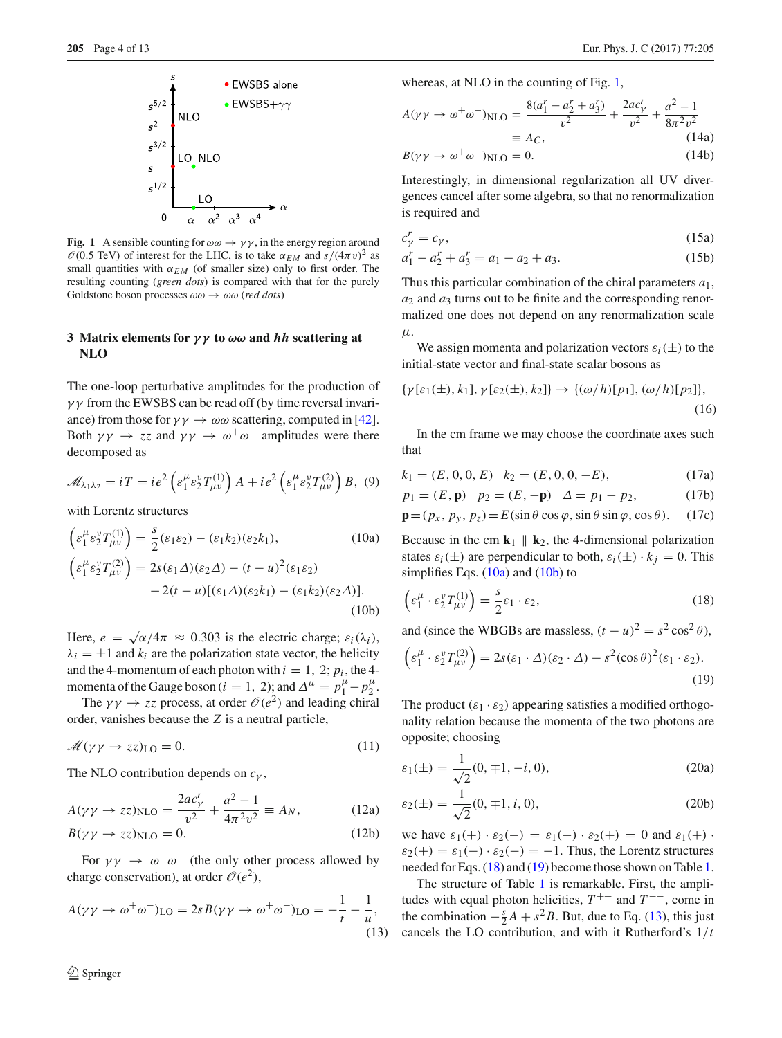Fig. 1 A sensible counting for $\omega\omega \to \gamma\gamma$, in the energy region around $\mathcal{O}(0.5$ TeV) of interest for the LHC, is to take $\alpha_{EM}$ and $s/(4\pi v)^2$ as small quantities with $\alpha_{EM}$ (of smaller size) only to first order. The resulting counting (*green dots*) is compared with that for the purely Goldstone boson processes $\omega\omega \to \omega\omega$ (*red dots*)

## 3 Matrix elements for $\gamma\gamma$ to $\omega\omega$ and $hh$ scattering at NLO

The one-loop perturbative amplitudes for the production of $\gamma\gamma$ from the EWSBS can be read off (by time reversal invariance) from those for $\gamma\gamma \to \omega\omega$ scattering, computed in [42]. Both $\gamma\gamma \to zz$ and $\gamma\gamma \to \omega^+\omega^-$ amplitudes were there decomposed as

$$\mathcal{M}_{\lambda_1\lambda_2} = iT = ie^2\left(\varepsilon_1^\mu \varepsilon_2^\nu T_{\mu\nu}^{(1)}\right) A + ie^2\left(\varepsilon_1^\mu \varepsilon_2^\nu T_{\mu\nu}^{(2)}\right) B, \quad (9)$$

with Lorentz structures

$$\left(\varepsilon_1^\mu \varepsilon_2^\nu T_{\mu\nu}^{(1)}\right) = \frac{s}{2}(\varepsilon_1\varepsilon_2) - (\varepsilon_1 k_2)(\varepsilon_2 k_1), \quad (10a)$$

$$\left(\varepsilon_1^\mu \varepsilon_2^\nu T_{\mu\nu}^{(2)}\right) = 2s(\varepsilon_1\Delta)(\varepsilon_2\Delta) - (t-u)^2(\varepsilon_1\varepsilon_2) - 2(t-u)[(\varepsilon_1\Delta)(\varepsilon_2 k_1) - (\varepsilon_1 k_2)(\varepsilon_2\Delta)]. \quad (10b)$$

Here, $e = \sqrt{\alpha/4\pi} \approx 0.303$ is the electric charge; $\varepsilon_i(\lambda_i)$, $\lambda_i = \pm 1$ and $k_i$ are the polarization state vector, the helicity and the 4-momentum of each photon with $i = 1, 2$; $p_i$, the 4-momenta of the Gauge boson ($i = 1, 2$); and $\Delta^\mu = p_1^\mu - p_2^\mu$.

The $\gamma\gamma \to zz$ process, at order $\mathcal{O}(e^2)$ and leading chiral order, vanishes because the $Z$ is a neutral particle,

$$\mathcal{M}(\gamma\gamma \to zz)_{\text{LO}} = 0. \quad (11)$$

The NLO contribution depends on $c_\gamma$,

$$A(\gamma\gamma \to zz)_{\text{NLO}} = \frac{2ac_\gamma^r}{v^2} + \frac{a^2-1}{4\pi^2 v^2} \equiv A_N, \quad (12a)$$

$$B(\gamma\gamma \to zz)_{\text{NLO}} = 0. \quad (12b)$$

For $\gamma\gamma \to \omega^+\omega^-$ (the only other process allowed by charge conservation), at order $\mathcal{O}(e^2)$,

$$A(\gamma\gamma \to \omega^+\omega^-)_{\text{LO}} = 2sB(\gamma\gamma \to \omega^+\omega^-)_{\text{LO}} = -\frac{1}{t} - \frac{1}{u}, \quad (13)$$

whereas, at NLO in the counting of Fig. 1,

$$A(\gamma\gamma \to \omega^+\omega^-)_{\text{NLO}} = \frac{8(a_1^r - a_2^r + a_3^r)}{v^2} + \frac{2ac_\gamma^r}{v^2} + \frac{a^2-1}{8\pi^2 v^2} \equiv A_C, \quad (14a)$$

$$B(\gamma\gamma \to \omega^+\omega^-)_{\text{NLO}} = 0. \quad (14b)$$

Interestingly, in dimensional regularization all UV divergences cancel after some algebra, so that no renormalization is required and

$$c_\gamma^r = c_\gamma, \quad (15a)$$

$$a_1^r - a_2^r + a_3^r = a_1 - a_2 + a_3. \quad (15b)$$

Thus this particular combination of the chiral parameters $a_1$, $a_2$ and $a_3$ turns out to be finite and the corresponding renormalized one does not depend on any renormalization scale $\mu$.

We assign momenta and polarization vectors $\varepsilon_i(\pm)$ to the initial-state vector and final-state scalar bosons as

$$\{\gamma[\varepsilon_1(\pm), k_1], \gamma[\varepsilon_2(\pm), k_2]\} \to \{(\omega/h)[p_1], (\omega/h)[p_2]\}, \quad (16)$$

In the cm frame we may choose the coordinate axes such that

$$k_1 = (E, 0, 0, E) \quad k_2 = (E, 0, 0, -E), \quad (17a)$$

$$p_1 = (E, \mathbf{p}) \quad p_2 = (E, -\mathbf{p}) \quad \Delta = p_1 - p_2, \quad (17b)$$

$$\mathbf{p} = (p_x, p_y, p_z) = E(\sin\theta\cos\varphi, \sin\theta\sin\varphi, \cos\theta). \quad (17c)$$

Because in the cm $\mathbf{k}_1 \parallel \mathbf{k}_2$, the 4-dimensional polarization states $\varepsilon_i(\pm)$ are perpendicular to both, $\varepsilon_i(\pm) \cdot k_j = 0$. This simplifies Eqs. (10a) and (10b) to

$$\left(\varepsilon_1^\mu \cdot \varepsilon_2^\nu T_{\mu\nu}^{(1)}\right) = \frac{s}{2}\varepsilon_1 \cdot \varepsilon_2, \quad (18)$$

and (since the WBGBs are massless, $(t-u)^2 = s^2\cos^2\theta$),

$$\left(\varepsilon_1^\mu \cdot \varepsilon_2^\nu T_{\mu\nu}^{(2)}\right) = 2s(\varepsilon_1 \cdot \Delta)(\varepsilon_2 \cdot \Delta) - s^2(\cos\theta)^2(\varepsilon_1 \cdot \varepsilon_2). \quad (19)$$

The product $(\varepsilon_1 \cdot \varepsilon_2)$ appearing satisfies a modified orthogonality relation because the momenta of the two photons are opposite; choosing

$$\varepsilon_1(\pm) = \frac{1}{\sqrt{2}}(0, \mp 1, -i, 0), \quad (20a)$$

$$\varepsilon_2(\pm) = \frac{1}{\sqrt{2}}(0, \mp 1, i, 0), \quad (20b)$$

we have $\varepsilon_1(+) \cdot \varepsilon_2(-) = \varepsilon_1(-) \cdot \varepsilon_2(+) = 0$ and $\varepsilon_1(+) \cdot \varepsilon_2(+) = \varepsilon_1(-) \cdot \varepsilon_2(-) = -1$. Thus, the Lorentz structures needed for Eqs. (18) and (19) become those shown on Table 1.

The structure of Table 1 is remarkable. First, the amplitudes with equal photon helicities, $T^{++}$ and $T^{--}$, come in the combination $-\frac{s}{2}A + s^2 B$. But, due to Eq. (13), this just cancels the LO contribution, and with it Rutherford's $1/t$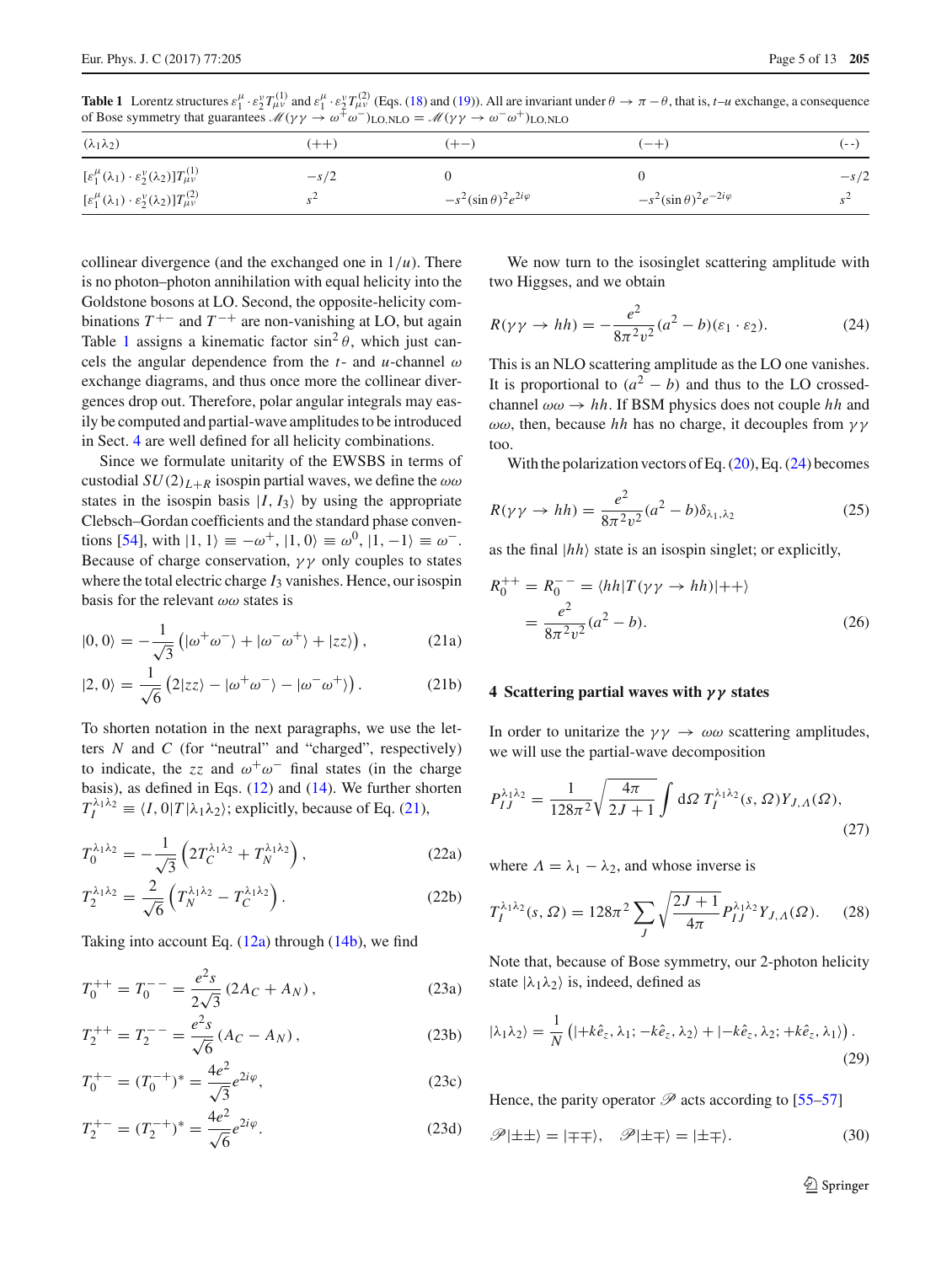**Table 1** Lorentz structures $\varepsilon_1^\mu \cdot \varepsilon_2^\nu T^{(1)}_{\mu\nu}$ and $\varepsilon_1^\mu \cdot \varepsilon_2^\nu T^{(2)}_{\mu\nu}$ (Eqs. (18) and (19)). All are invariant under $\theta \to \pi - \theta$, that is, $t$–$u$ exchange, a consequence of Bose symmetry that guarantees $\mathscr{M}(\gamma\gamma \to \omega^+\omega^-)_{\text{LO,NLO}} = \mathscr{M}(\gamma\gamma \to \omega^-\omega^+)_{\text{LO,NLO}}$

| $(\lambda_1\lambda_2)$ | $(++)$ | $(+-)$ | $(-+)$ | $(--)$ |
|---|---|---|---|---|
| $[\varepsilon_1^\mu(\lambda_1)\cdot\varepsilon_2^\nu(\lambda_2)]T^{(1)}_{\mu\nu}$ | $-s/2$ | $0$ | $0$ | $-s/2$ |
| $[\varepsilon_1^\mu(\lambda_1)\cdot\varepsilon_2^\nu(\lambda_2)]T^{(2)}_{\mu\nu}$ | $s^2$ | $-s^2(\sin\theta)^2 e^{2i\varphi}$ | $-s^2(\sin\theta)^2 e^{-2i\varphi}$ | $s^2$ |

collinear divergence (and the exchanged one in $1/u$). There is no photon–photon annihilation with equal helicity into the Goldstone bosons at LO. Second, the opposite-helicity combinations $T^{+-}$ and $T^{-+}$ are non-vanishing at LO, but again Table 1 assigns a kinematic factor $\sin^2\theta$, which just cancels the angular dependence from the $t$- and $u$-channel $\omega$ exchange diagrams, and thus once more the collinear divergences drop out. Therefore, polar angular integrals may easily be computed and partial-wave amplitudes to be introduced in Sect. 4 are well defined for all helicity combinations.

Since we formulate unitarity of the EWSBS in terms of custodial $SU(2)_{L+R}$ isospin partial waves, we define the $\omega\omega$ states in the isospin basis $|I, I_3\rangle$ by using the appropriate Clebsch–Gordan coefficients and the standard phase conventions [54], with $|1,1\rangle \equiv -\omega^+$, $|1,0\rangle \equiv \omega^0$, $|1,-1\rangle \equiv \omega^-$. Because of charge conservation, $\gamma\gamma$ only couples to states where the total electric charge $I_3$ vanishes. Hence, our isospin basis for the relevant $\omega\omega$ states is

$$|0,0\rangle = -\frac{1}{\sqrt{3}}\left(|\omega^+\omega^-\rangle + |\omega^-\omega^+\rangle + |zz\rangle\right), \tag{21a}$$

$$|2,0\rangle = \frac{1}{\sqrt{6}}\left(2|zz\rangle - |\omega^+\omega^-\rangle - |\omega^-\omega^+\rangle\right). \tag{21b}$$

To shorten notation in the next paragraphs, we use the letters $N$ and $C$ (for "neutral" and "charged", respectively) to indicate, the $zz$ and $\omega^+\omega^-$ final states (in the charge basis), as defined in Eqs. (12) and (14). We further shorten $T_I^{\lambda_1\lambda_2} \equiv \langle I, 0|T|\lambda_1\lambda_2\rangle$; explicitly, because of Eq. (21),

$$T_0^{\lambda_1\lambda_2} = -\frac{1}{\sqrt{3}}\left(2T_C^{\lambda_1\lambda_2} + T_N^{\lambda_1\lambda_2}\right), \tag{22a}$$

$$T_2^{\lambda_1\lambda_2} = \frac{2}{\sqrt{6}}\left(T_N^{\lambda_1\lambda_2} - T_C^{\lambda_1\lambda_2}\right). \tag{22b}$$

Taking into account Eq. (12a) through (14b), we find

$$T_0^{++} = T_0^{--} = \frac{e^2 s}{2\sqrt{3}}\left(2A_C + A_N\right), \tag{23a}$$

$$T_2^{++} = T_2^{--} = \frac{e^2 s}{\sqrt{6}}\left(A_C - A_N\right), \tag{23b}$$

$$T_0^{+-} = (T_0^{-+})^* = \frac{4e^2}{\sqrt{3}}e^{2i\varphi}, \tag{23c}$$

$$T_2^{+-} = (T_2^{-+})^* = \frac{4e^2}{\sqrt{6}}e^{2i\varphi}. \tag{23d}$$

We now turn to the isosinglet scattering amplitude with two Higgses, and we obtain

$$R(\gamma\gamma \to hh) = -\frac{e^2}{8\pi^2 v^2}(a^2 - b)(\varepsilon_1 \cdot \varepsilon_2). \tag{24}$$

This is an NLO scattering amplitude as the LO one vanishes. It is proportional to $(a^2 - b)$ and thus to the LO crossed-channel $\omega\omega \to hh$. If BSM physics does not couple $hh$ and $\omega\omega$, then, because $hh$ has no charge, it decouples from $\gamma\gamma$ too.

With the polarization vectors of Eq. (20), Eq. (24) becomes

$$R(\gamma\gamma \to hh) = \frac{e^2}{8\pi^2 v^2}(a^2 - b)\delta_{\lambda_1,\lambda_2} \tag{25}$$

as the final $|hh\rangle$ state is an isospin singlet; or explicitly,

$$R_0^{++} = R_0^{--} = \langle hh|T(\gamma\gamma \to hh)|{++}\rangle = \frac{e^2}{8\pi^2 v^2}(a^2 - b). \tag{26}$$

## 4 Scattering partial waves with $\gamma\gamma$ states

In order to unitarize the $\gamma\gamma \to \omega\omega$ scattering amplitudes, we will use the partial-wave decomposition

$$P_{IJ}^{\lambda_1\lambda_2} = \frac{1}{128\pi^2}\sqrt{\frac{4\pi}{2J+1}}\int d\Omega\, T_I^{\lambda_1\lambda_2}(s,\Omega) Y_{J,\Lambda}(\Omega), \tag{27}$$

where $\Lambda = \lambda_1 - \lambda_2$, and whose inverse is

$$T_I^{\lambda_1\lambda_2}(s,\Omega) = 128\pi^2 \sum_J \sqrt{\frac{2J+1}{4\pi}} P_{IJ}^{\lambda_1\lambda_2} Y_{J,\Lambda}(\Omega). \tag{28}$$

Note that, because of Bose symmetry, our 2-photon helicity state $|\lambda_1\lambda_2\rangle$ is, indeed, defined as

$$|\lambda_1\lambda_2\rangle = \frac{1}{N}\left(|{+k\hat{e}_z}, \lambda_1; -k\hat{e}_z, \lambda_2\rangle + |{-k\hat{e}_z}, \lambda_2; +k\hat{e}_z, \lambda_1\rangle\right). \tag{29}$$

Hence, the parity operator $\mathscr{P}$ acts according to [55–57]

$$\mathscr{P}|{\pm\pm}\rangle = |{\mp\mp}\rangle, \quad \mathscr{P}|{\pm\mp}\rangle = |{\pm\mp}\rangle. \tag{30}$$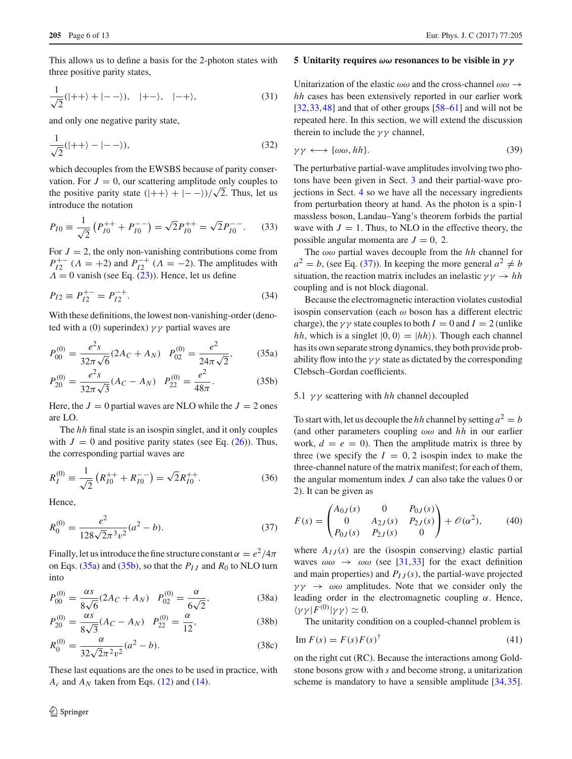This allows us to define a basis for the 2-photon states with three positive parity states,

$$\frac{1}{\sqrt{2}}(|++\rangle + |--\rangle), \quad |+-\rangle, \quad |-+\rangle, \tag{31}$$

and only one negative parity state,

$$\frac{1}{\sqrt{2}}(|++\rangle - |--\rangle), \tag{32}$$

which decouples from the EWSBS because of parity conservation. For $J = 0$, our scattering amplitude only couples to the positive parity state $(|++\rangle + |--\rangle)/\sqrt{2}$. Thus, let us introduce the notation

$$P_{I0} \equiv \frac{1}{\sqrt{2}}\left(P_{I0}^{++} + P_{I0}^{--}\right) = \sqrt{2}P_{I0}^{++} = \sqrt{2}P_{I0}^{--}. \tag{33}$$

For $J = 2$, the only non-vanishing contributions come from $P_{I2}^{+-}$ ($\Lambda = +2$) and $P_{I2}^{-+}$ ($\Lambda = -2$). The amplitudes with $\Lambda = 0$ vanish (see Eq. (23)). Hence, let us define

$$P_{I2} \equiv P_{I2}^{+-} = P_{I2}^{-+}. \tag{34}$$

With these definitions, the lowest non-vanishing-order (denoted with a (0) superindex) $\gamma\gamma$ partial waves are

$$P_{00}^{(0)} = \frac{e^2 s}{32\pi\sqrt{6}}(2A_C + A_N) \quad P_{02}^{(0)} = \frac{e^2}{24\pi\sqrt{2}}, \tag{35a}$$

$$P_{20}^{(0)} = \frac{e^2 s}{32\pi\sqrt{3}}(A_C - A_N) \quad P_{22}^{(0)} = \frac{e^2}{48\pi}. \tag{35b}$$

Here, the $J = 0$ partial waves are NLO while the $J = 2$ ones are LO.

The $hh$ final state is an isospin singlet, and it only couples with $J = 0$ and positive parity states (see Eq. (26)). Thus, the corresponding partial waves are

$$R_I^{(0)} \equiv \frac{1}{\sqrt{2}}\left(R_{I0}^{++} + R_{I0}^{--}\right) = \sqrt{2}R_{I0}^{++}. \tag{36}$$

Hence,

$$R_0^{(0)} = \frac{e^2}{128\sqrt{2}\pi^3 v^2}(a^2 - b). \tag{37}$$

Finally, let us introduce the fine structure constant $\alpha = e^2/4\pi$ on Eqs. (35a) and (35b), so that the $P_{IJ}$ and $R_0$ to NLO turn into

$$P_{00}^{(0)} = \frac{\alpha s}{8\sqrt{6}}(2A_C + A_N) \quad P_{02}^{(0)} = \frac{\alpha}{6\sqrt{2}}, \tag{38a}$$

$$P_{20}^{(0)} = \frac{\alpha s}{8\sqrt{3}}(A_C - A_N) \quad P_{22}^{(0)} = \frac{\alpha}{12}, \tag{38b}$$

$$R_0^{(0)} = \frac{\alpha}{32\sqrt{2}\pi^2 v^2}(a^2 - b). \tag{38c}$$

These last equations are the ones to be used in practice, with $A_c$ and $A_N$ taken from Eqs. (12) and (14).

## 5 Unitarity requires $\omega\omega$ resonances to be visible in $\gamma\gamma$

Unitarization of the elastic $\omega\omega$ and the cross-channel $\omega\omega \to hh$ cases has been extensively reported in our earlier work [32,33,48] and that of other groups [58–61] and will not be repeated here. In this section, we will extend the discussion therein to include the $\gamma\gamma$ channel,

$$\gamma\gamma \longleftrightarrow \{\omega\omega, hh\}. \tag{39}$$

The perturbative partial-wave amplitudes involving two photons have been given in Sect. 3 and their partial-wave projections in Sect. 4 so we have all the necessary ingredients from perturbation theory at hand. As the photon is a spin-1 massless boson, Landau–Yang's theorem forbids the partial wave with $J = 1$. Thus, to NLO in the effective theory, the possible angular momenta are $J = 0,\ 2$.

The $\omega\omega$ partial waves decouple from the $hh$ channel for $a^2 = b$, (see Eq. (37)). In keeping the more general $a^2 \neq b$ situation, the reaction matrix includes an inelastic $\gamma\gamma \to hh$ coupling and is not block diagonal.

Because the electromagnetic interaction violates custodial isospin conservation (each $\omega$ boson has a different electric charge), the $\gamma\gamma$ state couples to both $I = 0$ and $I = 2$ (unlike $hh$, which is a singlet $|0,0\rangle = |hh\rangle$). Though each channel has its own separate strong dynamics, they both provide probability flow into the $\gamma\gamma$ state as dictated by the corresponding Clebsch–Gordan coefficients.

### 5.1 $\gamma\gamma$ scattering with $hh$ channel decoupled

To start with, let us decouple the $hh$ channel by setting $a^2 = b$ (and other parameters coupling $\omega\omega$ and $hh$ in our earlier work, $d = e = 0$). Then the amplitude matrix is three by three (we specify the $I = 0, 2$ isospin index to make the three-channel nature of the matrix manifest; for each of them, the angular momentum index $J$ can also take the values 0 or 2). It can be given as

$$F(s) = \begin{pmatrix} A_{0J}(s) & 0 & P_{0J}(s) \\ 0 & A_{2J}(s) & P_{2J}(s) \\ P_{0J}(s) & P_{2J}(s) & 0 \end{pmatrix} + \mathcal{O}(\alpha^2), \tag{40}$$

where $A_{IJ}(s)$ are the (isospin conserving) elastic partial waves $\omega\omega \to \omega\omega$ (see [31,33] for the exact definition and main properties) and $P_{IJ}(s)$, the partial-wave projected $\gamma\gamma \to \omega\omega$ amplitudes. Note that we consider only the leading order in the electromagnetic coupling $\alpha$. Hence, $\langle\gamma\gamma|F^{(0)}|\gamma\gamma\rangle \simeq 0$.

The unitarity condition on a coupled-channel problem is

$$\mathrm{Im}\, F(s) = F(s)F(s)^\dagger \tag{41}$$

on the right cut (RC). Because the interactions among Goldstone bosons grow with $s$ and become strong, a unitarization scheme is mandatory to have a sensible amplitude [34,35].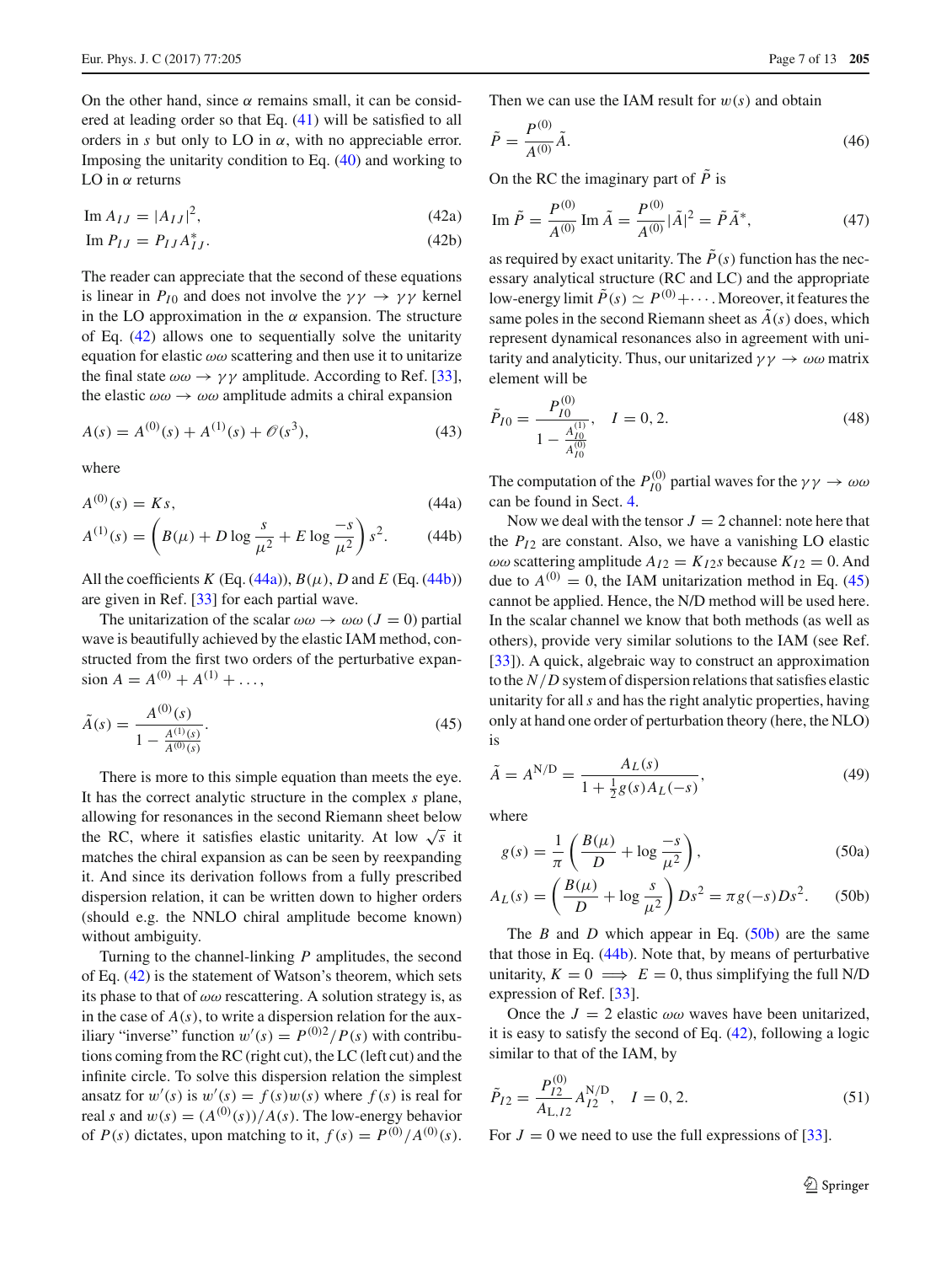On the other hand, since $\alpha$ remains small, it can be considered at leading order so that Eq. (41) will be satisfied to all orders in $s$ but only to LO in $\alpha$, with no appreciable error. Imposing the unitarity condition to Eq. (40) and working to LO in $\alpha$ returns

$$\text{Im}\, A_{IJ} = |A_{IJ}|^2, \tag{42a}$$

$$\text{Im}\, P_{IJ} = P_{IJ} A_{IJ}^*. \tag{42b}$$

The reader can appreciate that the second of these equations is linear in $P_{I0}$ and does not involve the $\gamma\gamma \to \gamma\gamma$ kernel in the LO approximation in the $\alpha$ expansion. The structure of Eq. (42) allows one to sequentially solve the unitarity equation for elastic $\omega\omega$ scattering and then use it to unitarize the final state $\omega\omega \to \gamma\gamma$ amplitude. According to Ref. [33], the elastic $\omega\omega \to \omega\omega$ amplitude admits a chiral expansion

$$A(s) = A^{(0)}(s) + A^{(1)}(s) + \mathcal{O}(s^3), \tag{43}$$

where

$$A^{(0)}(s) = Ks, \tag{44a}$$

$$A^{(1)}(s) = \left( B(\mu) + D \log \frac{s}{\mu^2} + E \log \frac{-s}{\mu^2} \right) s^2. \tag{44b}$$

All the coefficients $K$ (Eq. (44a)), $B(\mu)$, $D$ and $E$ (Eq. (44b)) are given in Ref. [33] for each partial wave.

The unitarization of the scalar $\omega\omega \to \omega\omega$ ($J = 0$) partial wave is beautifully achieved by the elastic IAM method, constructed from the first two orders of the perturbative expansion $A = A^{(0)} + A^{(1)} + \ldots$,

$$\tilde{A}(s) = \frac{A^{(0)}(s)}{1 - \frac{A^{(1)}(s)}{A^{(0)}(s)}}. \tag{45}$$

There is more to this simple equation than meets the eye. It has the correct analytic structure in the complex $s$ plane, allowing for resonances in the second Riemann sheet below the RC, where it satisfies elastic unitarity. At low $\sqrt{s}$ it matches the chiral expansion as can be seen by reexpanding it. And since its derivation follows from a fully prescribed dispersion relation, it can be written down to higher orders (should e.g. the NNLO chiral amplitude become known) without ambiguity.

Turning to the channel-linking $P$ amplitudes, the second of Eq. (42) is the statement of Watson's theorem, which sets its phase to that of $\omega\omega$ rescattering. A solution strategy is, as in the case of $A(s)$, to write a dispersion relation for the auxiliary "inverse" function $w'(s) = P^{(0)2}/P(s)$ with contributions coming from the RC (right cut), the LC (left cut) and the infinite circle. To solve this dispersion relation the simplest ansatz for $w'(s)$ is $w'(s) = f(s)w(s)$ where $f(s)$ is real for real $s$ and $w(s) = (A^{(0)}(s))/A(s)$. The low-energy behavior of $P(s)$ dictates, upon matching to it, $f(s) = P^{(0)}/A^{(0)}(s)$. Then we can use the IAM result for $w(s)$ and obtain

$$\tilde{P} = \frac{P^{(0)}}{A^{(0)}} \tilde{A}. \tag{46}$$

On the RC the imaginary part of $\tilde{P}$ is

$$\text{Im}\, \tilde{P} = \frac{P^{(0)}}{A^{(0)}} \text{Im}\, \tilde{A} = \frac{P^{(0)}}{A^{(0)}} |\tilde{A}|^2 = \tilde{P} \tilde{A}^*, \tag{47}$$

as required by exact unitarity. The $\tilde{P}(s)$ function has the necessary analytical structure (RC and LC) and the appropriate low-energy limit $\tilde{P}(s) \simeq P^{(0)} + \cdots$. Moreover, it features the same poles in the second Riemann sheet as $\tilde{A}(s)$ does, which represent dynamical resonances also in agreement with unitarity and analyticity. Thus, our unitarized $\gamma\gamma \to \omega\omega$ matrix element will be

$$\tilde{P}_{I0} = \frac{P_{I0}^{(0)}}{1 - \frac{A_{I0}^{(1)}}{A_{I0}^{(0)}}}, \quad I = 0, 2. \tag{48}$$

The computation of the $P_{I0}^{(0)}$ partial waves for the $\gamma\gamma \to \omega\omega$ can be found in Sect. 4.

Now we deal with the tensor $J = 2$ channel: note here that the $P_{I2}$ are constant. Also, we have a vanishing LO elastic $\omega\omega$ scattering amplitude $A_{I2} = K_{I2}s$ because $K_{I2} = 0$. And due to $A^{(0)} = 0$, the IAM unitarization method in Eq. (45) cannot be applied. Hence, the N/D method will be used here. In the scalar channel we know that both methods (as well as others), provide very similar solutions to the IAM (see Ref. [33]). A quick, algebraic way to construct an approximation to the $N/D$ system of dispersion relations that satisfies elastic unitarity for all $s$ and has the right analytic properties, having only at hand one order of perturbation theory (here, the NLO) is

$$\tilde{A} = A^{\text{N/D}} = \frac{A_L(s)}{1 + \frac{1}{2} g(s) A_L(-s)}, \tag{49}$$

where

$$g(s) = \frac{1}{\pi} \left( \frac{B(\mu)}{D} + \log \frac{-s}{\mu^2} \right), \tag{50a}$$

$$A_L(s) = \left( \frac{B(\mu)}{D} + \log \frac{s}{\mu^2} \right) D s^2 = \pi g(-s) D s^2. \tag{50b}$$

The $B$ and $D$ which appear in Eq. (50b) are the same that those in Eq. (44b). Note that, by means of perturbative unitarity, $K = 0 \implies E = 0$, thus simplifying the full N/D expression of Ref. [33].

Once the $J = 2$ elastic $\omega\omega$ waves have been unitarized, it is easy to satisfy the second of Eq. (42), following a logic similar to that of the IAM, by

$$\tilde{P}_{I2} = \frac{P_{I2}^{(0)}}{A_{\text{L},I2}} A_{I2}^{\text{N/D}}, \quad I = 0, 2. \tag{51}$$

For $J = 0$ we need to use the full expressions of [33].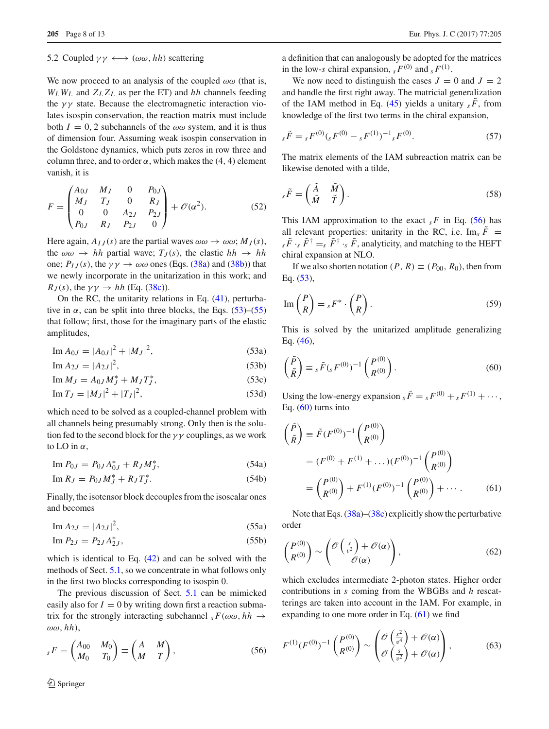### 5.2 Coupled $\gamma\gamma \longleftrightarrow (\omega\omega, hh)$ scattering

We now proceed to an analysis of the coupled $\omega\omega$ (that is, $W_L W_L$ and $Z_L Z_L$ as per the ET) and $hh$ channels feeding the $\gamma\gamma$ state. Because the electromagnetic interaction violates isospin conservation, the reaction matrix must include both $I = 0, 2$ subchannels of the $\omega\omega$ system, and it is thus of dimension four. Assuming weak isospin conservation in the Goldstone dynamics, which puts zeros in row three and column three, and to order $\alpha$, which makes the (4, 4) element vanish, it is

$$F = \begin{pmatrix} A_{0J} & M_J & 0 & P_{0J} \\ M_J & T_J & 0 & R_J \\ 0 & 0 & A_{2J} & P_{2J} \\ P_{0J} & R_J & P_{2J} & 0 \end{pmatrix} + \mathscr{O}(\alpha^2). \tag{52}$$

Here again, $A_{IJ}(s)$ are the partial waves $\omega\omega \to \omega\omega$; $M_J(s)$, the $\omega\omega \to hh$ partial wave; $T_J(s)$, the elastic $hh \to hh$ one; $P_{IJ}(s)$, the $\gamma\gamma \to \omega\omega$ ones (Eqs. (38a) and (38b)) that we newly incorporate in the unitarization in this work; and $R_J(s)$, the $\gamma\gamma \to hh$ (Eq. (38c)).

On the RC, the unitarity relations in Eq. (41), perturbative in $\alpha$, can be split into three blocks, the Eqs. (53)–(55) that follow; first, those for the imaginary parts of the elastic amplitudes,

$$\text{Im}\, A_{0J} = |A_{0J}|^2 + |M_J|^2, \tag{53a}$$
$$\text{Im}\, A_{2J} = |A_{2J}|^2, \tag{53b}$$
$$\text{Im}\, M_J = A_{0J} M_J^* + M_J T_J^*, \tag{53c}$$
$$\text{Im}\, T_J = |M_J|^2 + |T_J|^2, \tag{53d}$$

which need to be solved as a coupled-channel problem with all channels being presumably strong. Only then is the solution fed to the second block for the $\gamma\gamma$ couplings, as we work to LO in $\alpha$,

$$\text{Im}\, P_{0J} = P_{0J} A_{0J}^* + R_J M_J^*, \tag{54a}$$
$$\text{Im}\, R_J = P_{0J} M_J^* + R_J T_J^*. \tag{54b}$$

Finally, the isotensor block decouples from the isoscalar ones and becomes

$$\text{Im}\, A_{2J} = |A_{2J}|^2, \tag{55a}$$
$$\text{Im}\, P_{2J} = P_{2J} A_{2J}^*, \tag{55b}$$

which is identical to Eq. (42) and can be solved with the methods of Sect. 5.1, so we concentrate in what follows only in the first two blocks corresponding to isospin 0.

The previous discussion of Sect. 5.1 can be mimicked easily also for $I = 0$ by writing down first a reaction submatrix for the strongly interacting subchannel ${}_sF(\omega\omega, hh \to \omega\omega, hh)$,

$${}_sF = \begin{pmatrix} A_{00} & M_0 \\ M_0 & T_0 \end{pmatrix} \equiv \begin{pmatrix} A & M \\ M & T \end{pmatrix}, \tag{56}$$

a definition that can analogously be adopted for the matrices in the low-$s$ chiral expansion, ${}_sF^{(0)}$ and ${}_sF^{(1)}$.

We now need to distinguish the cases $J = 0$ and $J = 2$ and handle the first right away. The matricial generalization of the IAM method in Eq. (45) yields a unitary ${}_s\tilde{F}$, from knowledge of the first two terms in the chiral expansion,

$${}_s\tilde{F} = {}_sF^{(0)} ({}_sF^{(0)} - {}_sF^{(1)})^{-1} {}_sF^{(0)}. \tag{57}$$

The matrix elements of the IAM subreaction matrix can be likewise denoted with a tilde,

$${}_s\tilde{F} = \begin{pmatrix} \tilde{A} & \tilde{M} \\ \tilde{M} & \tilde{T} \end{pmatrix}. \tag{58}$$

This IAM approximation to the exact ${}_sF$ in Eq. (56) has all relevant properties: unitarity in the RC, i.e. $\text{Im}_s \tilde{F} = {}_s\tilde{F} \cdot_s \tilde{F}^\dagger =_s \tilde{F}^\dagger \cdot_s \tilde{F}$, analyticity, and matching to the HEFT chiral expansion at NLO.

If we also shorten notation $(P, R) \equiv (P_{00}, R_0)$, then from Eq. (53),

$$\text{Im} \begin{pmatrix} P \\ R \end{pmatrix} = {}_sF^* \cdot \begin{pmatrix} P \\ R \end{pmatrix}. \tag{59}$$

This is solved by the unitarized amplitude generalizing Eq. (46),

$$\begin{pmatrix} \tilde{P} \\ \tilde{R} \end{pmatrix} \equiv {}_s\tilde{F} ({}_sF^{(0)})^{-1} \begin{pmatrix} P^{(0)} \\ R^{(0)} \end{pmatrix}. \tag{60}$$

Using the low-energy expansion ${}_s\tilde{F} = {}_sF^{(0)} + {}_sF^{(1)} + \cdots$, Eq. (60) turns into

$$\begin{aligned} \begin{pmatrix} \tilde{P} \\ \tilde{R} \end{pmatrix} &\equiv \tilde{F} (F^{(0)})^{-1} \begin{pmatrix} P^{(0)} \\ R^{(0)} \end{pmatrix} \\ &= (F^{(0)} + F^{(1)} + \ldots)(F^{(0)})^{-1} \begin{pmatrix} P^{(0)} \\ R^{(0)} \end{pmatrix} \\ &= \begin{pmatrix} P^{(0)} \\ R^{(0)} \end{pmatrix} + F^{(1)} (F^{(0)})^{-1} \begin{pmatrix} P^{(0)} \\ R^{(0)} \end{pmatrix} + \cdots . \end{aligned} \tag{61}$$

Note that Eqs. (38a)–(38c) explicitly show the perturbative order

$$\begin{pmatrix} P^{(0)} \\ R^{(0)} \end{pmatrix} \sim \begin{pmatrix} \mathscr{O}\left(\frac{s}{v^2}\right) + \mathscr{O}(\alpha) \\ \mathscr{O}(\alpha) \end{pmatrix}, \tag{62}$$

which excludes intermediate 2-photon states. Higher order contributions in $s$ coming from the WBGBs and $h$ rescatterings are taken into account in the IAM. For example, in expanding to one more order in Eq. (61) we find

$$F^{(1)} (F^{(0)})^{-1} \begin{pmatrix} P^{(0)} \\ R^{(0)} \end{pmatrix} \sim \begin{pmatrix} \mathscr{O}\left(\frac{s^2}{v^4}\right) + \mathscr{O}(\alpha) \\ \mathscr{O}\left(\frac{s}{v^2}\right) + \mathscr{O}(\alpha) \end{pmatrix}, \tag{63}$$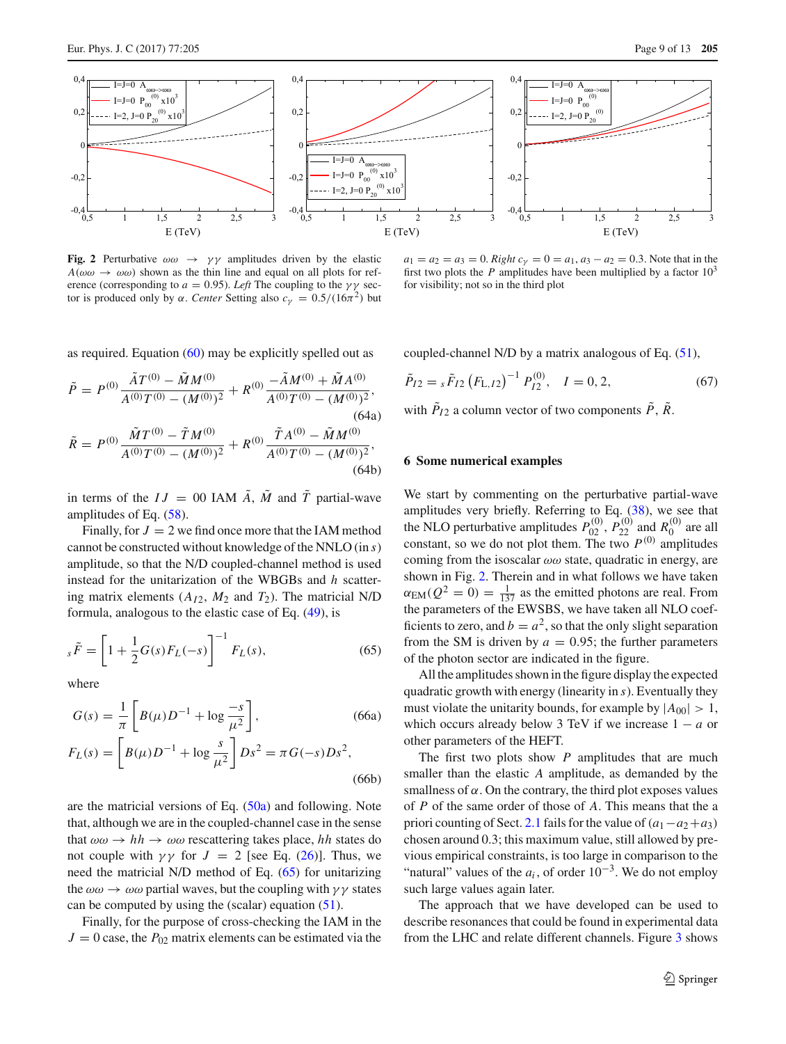**Fig. 2** Perturbative $\omega\omega \to \gamma\gamma$ amplitudes driven by the elastic $A(\omega\omega \to \omega\omega)$ shown as the thin line and equal on all plots for reference (corresponding to $a = 0.95$). *Left* The coupling to the $\gamma\gamma$ sector is produced only by $\alpha$. *Center* Setting also $c_\gamma = 0.5/(16\pi^2)$ but $a_1 = a_2 = a_3 = 0$. *Right* $c_\gamma = 0 = a_1, a_3 - a_2 = 0.3$. Note that in the first two plots the $P$ amplitudes have been multiplied by a factor $10^3$ for visibility; not so in the third plot

as required. Equation (60) may be explicitly spelled out as

$$\tilde{P} = P^{(0)} \frac{\tilde{A}T^{(0)} - \tilde{M}M^{(0)}}{A^{(0)}T^{(0)} - (M^{(0)})^2} + R^{(0)} \frac{-\tilde{A}M^{(0)} + \tilde{M}A^{(0)}}{A^{(0)}T^{(0)} - (M^{(0)})^2}, \tag{64a}$$

$$\tilde{R} = P^{(0)} \frac{\tilde{M}T^{(0)} - \tilde{T}M^{(0)}}{A^{(0)}T^{(0)} - (M^{(0)})^2} + R^{(0)} \frac{\tilde{T}A^{(0)} - \tilde{M}M^{(0)}}{A^{(0)}T^{(0)} - (M^{(0)})^2}, \tag{64b}$$

in terms of the $IJ = 00$ IAM $\tilde{A}$, $\tilde{M}$ and $\tilde{T}$ partial-wave amplitudes of Eq. (58).

Finally, for $J = 2$ we find once more that the IAM method cannot be constructed without knowledge of the NNLO (in $s$) amplitude, so that the N/D coupled-channel method is used instead for the unitarization of the WBGBs and $h$ scattering matrix elements ($A_{I2}$, $M_2$ and $T_2$). The matricial N/D formula, analogous to the elastic case of Eq. (49), is

$${}_s\tilde{F} = \left[1 + \frac{1}{2}G(s)F_L(-s)\right]^{-1} F_L(s), \tag{65}$$

where

$$G(s) = \frac{1}{\pi}\left[B(\mu)D^{-1} + \log\frac{-s}{\mu^2}\right], \tag{66a}$$

$$F_L(s) = \left[B(\mu)D^{-1} + \log\frac{s}{\mu^2}\right] Ds^2 = \pi G(-s)Ds^2, \tag{66b}$$

are the matricial versions of Eq. (50a) and following. Note that, although we are in the coupled-channel case in the sense that $\omega\omega \to hh \to \omega\omega$ rescattering takes place, $hh$ states do not couple with $\gamma\gamma$ for $J = 2$ [see Eq. (26)]. Thus, we need the matricial N/D method of Eq. (65) for unitarizing the $\omega\omega \to \omega\omega$ partial waves, but the coupling with $\gamma\gamma$ states can be computed by using the (scalar) equation (51).

Finally, for the purpose of cross-checking the IAM in the $J = 0$ case, the $P_{02}$ matrix elements can be estimated via the coupled-channel N/D by a matrix analogous of Eq. (51),

$$\tilde{P}_{I2} = {}_s\tilde{F}_{I2}\left(F_{L,I2}\right)^{-1} P_{I2}^{(0)}, \quad I = 0, 2, \tag{67}$$

with $\tilde{P}_{I2}$ a column vector of two components $\tilde{P}$, $\tilde{R}$.

## 6 Some numerical examples

We start by commenting on the perturbative partial-wave amplitudes very briefly. Referring to Eq. (38), we see that the NLO perturbative amplitudes $P_{02}^{(0)}$, $P_{22}^{(0)}$ and $R_0^{(0)}$ are all constant, so we do not plot them. The two $P^{(0)}$ amplitudes coming from the isoscalar $\omega\omega$ state, quadratic in energy, are shown in Fig. 2. Therein and in what follows we have taken $\alpha_{\text{EM}}(Q^2 = 0) = \frac{1}{137}$ as the emitted photons are real. From the parameters of the EWSBS, we have taken all NLO coefficients to zero, and $b = a^2$, so that the only slight separation from the SM is driven by $a = 0.95$; the further parameters of the photon sector are indicated in the figure.

All the amplitudes shown in the figure display the expected quadratic growth with energy (linearity in $s$). Eventually they must violate the unitarity bounds, for example by $|A_{00}| > 1$, which occurs already below 3 TeV if we increase $1 - a$ or other parameters of the HEFT.

The first two plots show $P$ amplitudes that are much smaller than the elastic $A$ amplitude, as demanded by the smallness of $\alpha$. On the contrary, the third plot exposes values of $P$ of the same order of those of $A$. This means that the a priori counting of Sect. 2.1 fails for the value of $(a_1 - a_2 + a_3)$ chosen around 0.3; this maximum value, still allowed by previous empirical constraints, is too large in comparison to the "natural" values of the $a_i$, of order $10^{-3}$. We do not employ such large values again later.

The approach that we have developed can be used to describe resonances that could be found in experimental data from the LHC and relate different channels. Figure 3 shows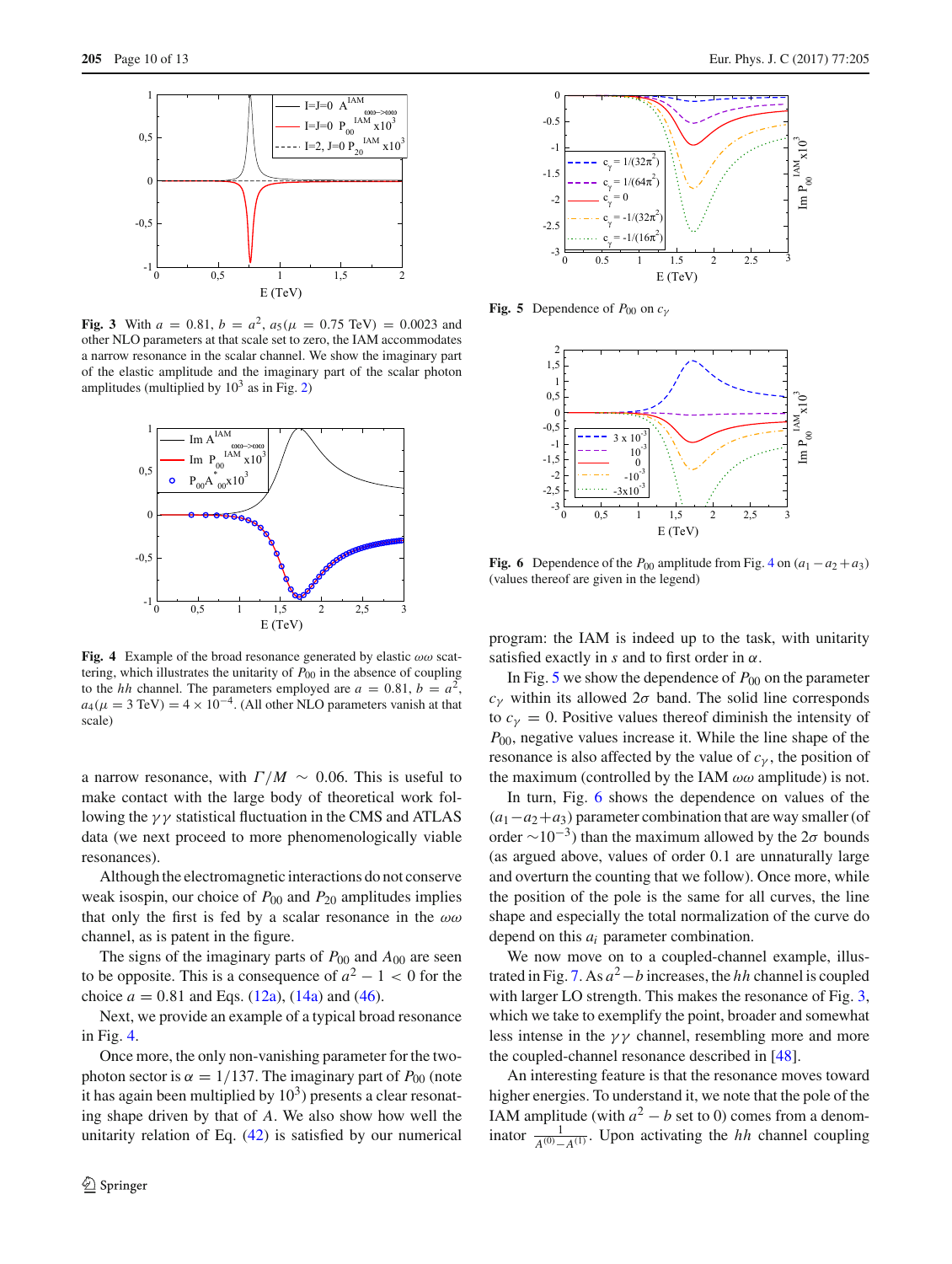**Fig. 3** With $a = 0.81$, $b = a^2$, $a_5(\mu = 0.75\ \text{TeV}) = 0.0023$ and other NLO parameters at that scale set to zero, the IAM accommodates a narrow resonance in the scalar channel. We show the imaginary part of the elastic amplitude and the imaginary part of the scalar photon amplitudes (multiplied by $10^3$ as in Fig. 2)

**Fig. 4** Example of the broad resonance generated by elastic $\omega\omega$ scattering, which illustrates the unitarity of $P_{00}$ in the absence of coupling to the $hh$ channel. The parameters employed are $a = 0.81$, $b = a^2$, $a_4(\mu = 3\ \text{TeV}) = 4 \times 10^{-4}$. (All other NLO parameters vanish at that scale)

a narrow resonance, with $\Gamma/M \sim 0.06$. This is useful to make contact with the large body of theoretical work following the $\gamma\gamma$ statistical fluctuation in the CMS and ATLAS data (we next proceed to more phenomenologically viable resonances).

Although the electromagnetic interactions do not conserve weak isospin, our choice of $P_{00}$ and $P_{20}$ amplitudes implies that only the first is fed by a scalar resonance in the $\omega\omega$ channel, as is patent in the figure.

The signs of the imaginary parts of $P_{00}$ and $A_{00}$ are seen to be opposite. This is a consequence of $a^2 - 1 < 0$ for the choice $a = 0.81$ and Eqs. (12a), (14a) and (46).

Next, we provide an example of a typical broad resonance in Fig. 4.

Once more, the only non-vanishing parameter for the two-photon sector is $\alpha = 1/137$. The imaginary part of $P_{00}$ (note it has again been multiplied by $10^3$) presents a clear resonating shape driven by that of $A$. We also show how well the unitarity relation of Eq. (42) is satisfied by our numerical program: the IAM is indeed up to the task, with unitarity satisfied exactly in $s$ and to first order in $\alpha$.

**Fig. 5** Dependence of $P_{00}$ on $c_\gamma$

**Fig. 6** Dependence of the $P_{00}$ amplitude from Fig. 4 on $(a_1 - a_2 + a_3)$ (values thereof are given in the legend)

In Fig. 5 we show the dependence of $P_{00}$ on the parameter $c_\gamma$ within its allowed $2\sigma$ band. The solid line corresponds to $c_\gamma = 0$. Positive values thereof diminish the intensity of $P_{00}$, negative values increase it. While the line shape of the resonance is also affected by the value of $c_\gamma$, the position of the maximum (controlled by the IAM $\omega\omega$ amplitude) is not.

In turn, Fig. 6 shows the dependence on values of the $(a_1 - a_2 + a_3)$ parameter combination that are way smaller (of order $\sim 10^{-3}$) than the maximum allowed by the $2\sigma$ bounds (as argued above, values of order 0.1 are unnaturally large and overturn the counting that we follow). Once more, while the position of the pole is the same for all curves, the line shape and especially the total normalization of the curve do depend on this $a_i$ parameter combination.

We now move on to a coupled-channel example, illustrated in Fig. 7. As $a^2 - b$ increases, the $hh$ channel is coupled with larger LO strength. This makes the resonance of Fig. 3, which we take to exemplify the point, broader and somewhat less intense in the $\gamma\gamma$ channel, resembling more and more the coupled-channel resonance described in [48].

An interesting feature is that the resonance moves toward higher energies. To understand it, we note that the pole of the IAM amplitude (with $a^2 - b$ set to 0) comes from a denominator $\frac{1}{A^{(0)} - A^{(1)}}$. Upon activating the $hh$ channel coupling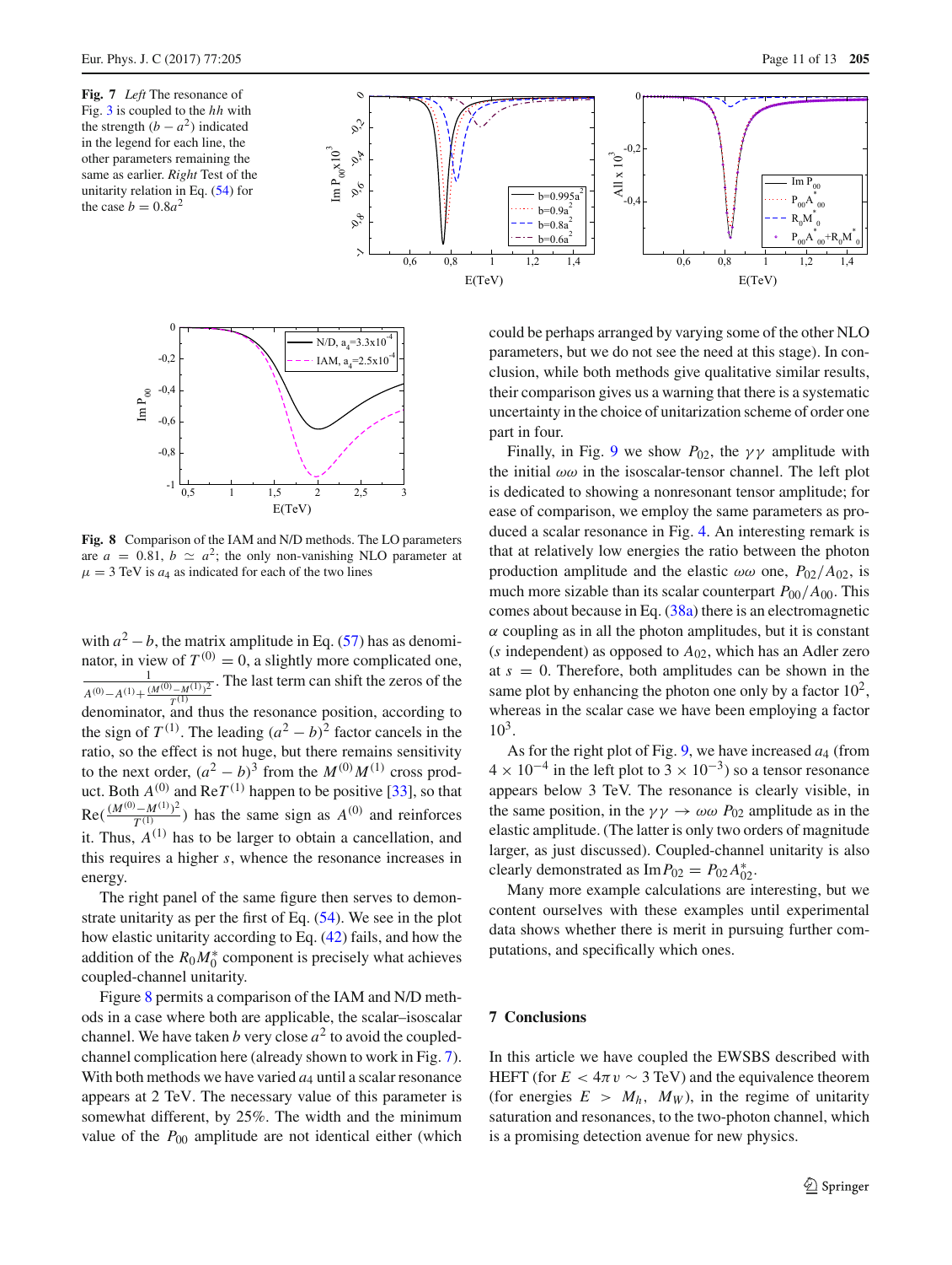**Fig. 7** *Left* The resonance of Fig. 3 is coupled to the *hh* with the strength $(b - a^2)$ indicated in the legend for each line, the other parameters remaining the same as earlier. *Right* Test of the unitarity relation in Eq. (54) for the case $b = 0.8a^2$

**Fig. 8** Comparison of the IAM and N/D methods. The LO parameters are $a = 0.81$, $b \simeq a^2$; the only non-vanishing NLO parameter at $\mu = 3$ TeV is $a_4$ as indicated for each of the two lines

with $a^2 - b$, the matrix amplitude in Eq. (57) has as denominator, in view of $T^{(0)} = 0$, a slightly more complicated one, $\frac{1}{A^{(0)} - A^{(1)} + \frac{(M^{(0)} - M^{(1)})^2}{T^{(1)}}}$. The last term can shift the zeros of the denominator, and thus the resonance position, according to the sign of $T^{(1)}$. The leading $(a^2 - b)^2$ factor cancels in the ratio, so the effect is not huge, but there remains sensitivity to the next order, $(a^2 - b)^3$ from the $M^{(0)} M^{(1)}$ cross product. Both $A^{(0)}$ and $\text{Re}T^{(1)}$ happen to be positive [33], so that $\text{Re}(\frac{(M^{(0)} - M^{(1)})^2}{T^{(1)}})$ has the same sign as $A^{(0)}$ and reinforces it. Thus, $A^{(1)}$ has to be larger to obtain a cancellation, and this requires a higher $s$, whence the resonance increases in energy.

The right panel of the same figure then serves to demonstrate unitarity as per the first of Eq. (54). We see in the plot how elastic unitarity according to Eq. (42) fails, and how the addition of the $R_0 M_0^*$ component is precisely what achieves coupled-channel unitarity.

Figure 8 permits a comparison of the IAM and N/D methods in a case where both are applicable, the scalar–isoscalar channel. We have taken $b$ very close $a^2$ to avoid the coupled-channel complication here (already shown to work in Fig. 7). With both methods we have varied $a_4$ until a scalar resonance appears at 2 TeV. The necessary value of this parameter is somewhat different, by 25%. The width and the minimum value of the $P_{00}$ amplitude are not identical either (which could be perhaps arranged by varying some of the other NLO parameters, but we do not see the need at this stage). In conclusion, while both methods give qualitative similar results, their comparison gives us a warning that there is a systematic uncertainty in the choice of unitarization scheme of order one part in four.

Finally, in Fig. 9 we show $P_{02}$, the $\gamma\gamma$ amplitude with the initial $\omega\omega$ in the isoscalar-tensor channel. The left plot is dedicated to showing a nonresonant tensor amplitude; for ease of comparison, we employ the same parameters as produced a scalar resonance in Fig. 4. An interesting remark is that at relatively low energies the ratio between the photon production amplitude and the elastic $\omega\omega$ one, $P_{02}/A_{02}$, is much more sizable than its scalar counterpart $P_{00}/A_{00}$. This comes about because in Eq. (38a) there is an electromagnetic $\alpha$ coupling as in all the photon amplitudes, but it is constant ($s$ independent) as opposed to $A_{02}$, which has an Adler zero at $s = 0$. Therefore, both amplitudes can be shown in the same plot by enhancing the photon one only by a factor $10^2$, whereas in the scalar case we have been employing a factor $10^3$.

As for the right plot of Fig. 9, we have increased $a_4$ (from $4 \times 10^{-4}$ in the left plot to $3 \times 10^{-3}$) so a tensor resonance appears below 3 TeV. The resonance is clearly visible, in the same position, in the $\gamma\gamma \to \omega\omega$ $P_{02}$ amplitude as in the elastic amplitude. (The latter is only two orders of magnitude larger, as just discussed). Coupled-channel unitarity is also clearly demonstrated as $\text{Im} P_{02} = P_{02} A_{02}^*$.

Many more example calculations are interesting, but we content ourselves with these examples until experimental data shows whether there is merit in pursuing further computations, and specifically which ones.

## 7 Conclusions

In this article we have coupled the EWSBS described with HEFT (for $E < 4\pi v \sim 3$ TeV) and the equivalence theorem (for energies $E > M_h, M_W$), in the regime of unitarity saturation and resonances, to the two-photon channel, which is a promising detection avenue for new physics.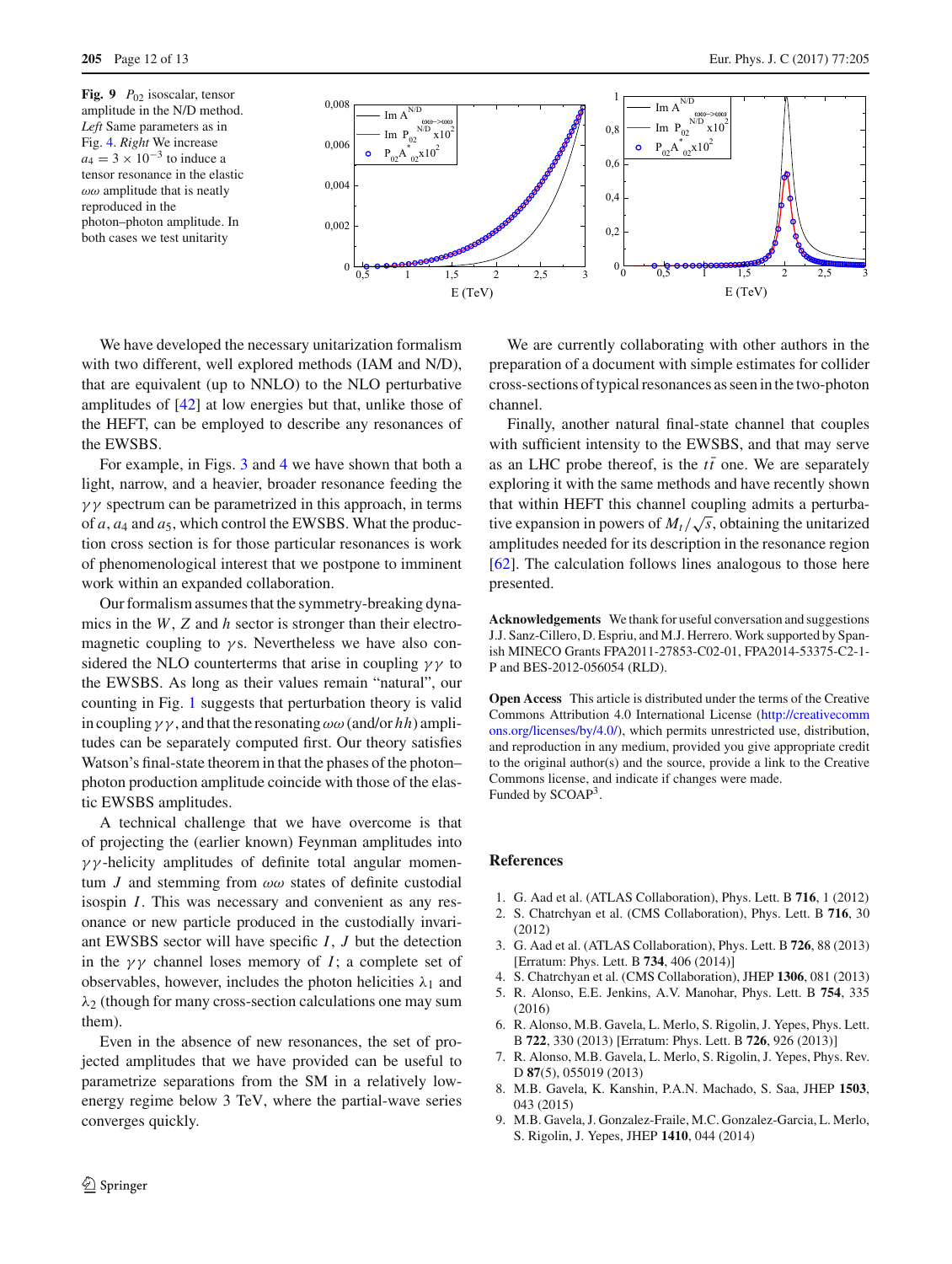**Fig. 9** $P_{02}$ isoscalar, tensor amplitude in the N/D method. *Left* Same parameters as in Fig. 4. *Right* We increase $a_4 = 3 \times 10^{-3}$ to induce a tensor resonance in the elastic $\omega\omega$ amplitude that is neatly reproduced in the photon–photon amplitude. In both cases we test unitarity

We have developed the necessary unitarization formalism with two different, well explored methods (IAM and N/D), that are equivalent (up to NNLO) to the NLO perturbative amplitudes of [42] at low energies but that, unlike those of the HEFT, can be employed to describe any resonances of the EWSBS.

For example, in Figs. 3 and 4 we have shown that both a light, narrow, and a heavier, broader resonance feeding the $\gamma\gamma$ spectrum can be parametrized in this approach, in terms of $a$, $a_4$ and $a_5$, which control the EWSBS. What the production cross section is for those particular resonances is work of phenomenological interest that we postpone to imminent work within an expanded collaboration.

Our formalism assumes that the symmetry-breaking dynamics in the $W$, $Z$ and $h$ sector is stronger than their electromagnetic coupling to $\gamma$s. Nevertheless we have also considered the NLO counterterms that arise in coupling $\gamma\gamma$ to the EWSBS. As long as their values remain "natural", our counting in Fig. 1 suggests that perturbation theory is valid in coupling $\gamma\gamma$, and that the resonating $\omega\omega$ (and/or $hh$) amplitudes can be separately computed first. Our theory satisfies Watson's final-state theorem in that the phases of the photon–photon production amplitude coincide with those of the elastic EWSBS amplitudes.

A technical challenge that we have overcome is that of projecting the (earlier known) Feynman amplitudes into $\gamma\gamma$-helicity amplitudes of definite total angular momentum $J$ and stemming from $\omega\omega$ states of definite custodial isospin $I$. This was necessary and convenient as any resonance or new particle produced in the custodially invariant EWSBS sector will have specific $I$, $J$ but the detection in the $\gamma\gamma$ channel loses memory of $I$; a complete set of observables, however, includes the photon helicities $\lambda_1$ and $\lambda_2$ (though for many cross-section calculations one may sum them).

Even in the absence of new resonances, the set of projected amplitudes that we have provided can be useful to parametrize separations from the SM in a relatively low-energy regime below 3 TeV, where the partial-wave series converges quickly.

We are currently collaborating with other authors in the preparation of a document with simple estimates for collider cross-sections of typical resonances as seen in the two-photon channel.

Finally, another natural final-state channel that couples with sufficient intensity to the EWSBS, and that may serve as an LHC probe thereof, is the $t\bar{t}$ one. We are separately exploring it with the same methods and have recently shown that within HEFT this channel coupling admits a perturbative expansion in powers of $M_t/\sqrt{s}$, obtaining the unitarized amplitudes needed for its description in the resonance region [62]. The calculation follows lines analogous to those here presented.

**Acknowledgements** We thank for useful conversation and suggestions J.J. Sanz-Cillero, D. Espriu, and M.J. Herrero. Work supported by Spanish MINECO Grants FPA2011-27853-C02-01, FPA2014-53375-C2-1-P and BES-2012-056054 (RLD).

**Open Access** This article is distributed under the terms of the Creative Commons Attribution 4.0 International License (http://creativecommons.org/licenses/by/4.0/), which permits unrestricted use, distribution, and reproduction in any medium, provided you give appropriate credit to the original author(s) and the source, provide a link to the Creative Commons license, and indicate if changes were made.
Funded by SCOAP[3].

## References

1. G. Aad et al. (ATLAS Collaboration), Phys. Lett. B **716**, 1 (2012)
2. S. Chatrchyan et al. (CMS Collaboration), Phys. Lett. B **716**, 30 (2012)
3. G. Aad et al. (ATLAS Collaboration), Phys. Lett. B **726**, 88 (2013) [Erratum: Phys. Lett. B **734**, 406 (2014)]
4. S. Chatrchyan et al. (CMS Collaboration), JHEP **1306**, 081 (2013)
5. R. Alonso, E.E. Jenkins, A.V. Manohar, Phys. Lett. B **754**, 335 (2016)
6. R. Alonso, M.B. Gavela, L. Merlo, S. Rigolin, J. Yepes, Phys. Lett. B **722**, 330 (2013) [Erratum: Phys. Lett. B **726**, 926 (2013)]
7. R. Alonso, M.B. Gavela, L. Merlo, S. Rigolin, J. Yepes, Phys. Rev. D **87**(5), 055019 (2013)
8. M.B. Gavela, K. Kanshin, P.A.N. Machado, S. Saa, JHEP **1503**, 043 (2015)
9. M.B. Gavela, J. Gonzalez-Fraile, M.C. Gonzalez-Garcia, L. Merlo, S. Rigolin, J. Yepes, JHEP **1410**, 044 (2014)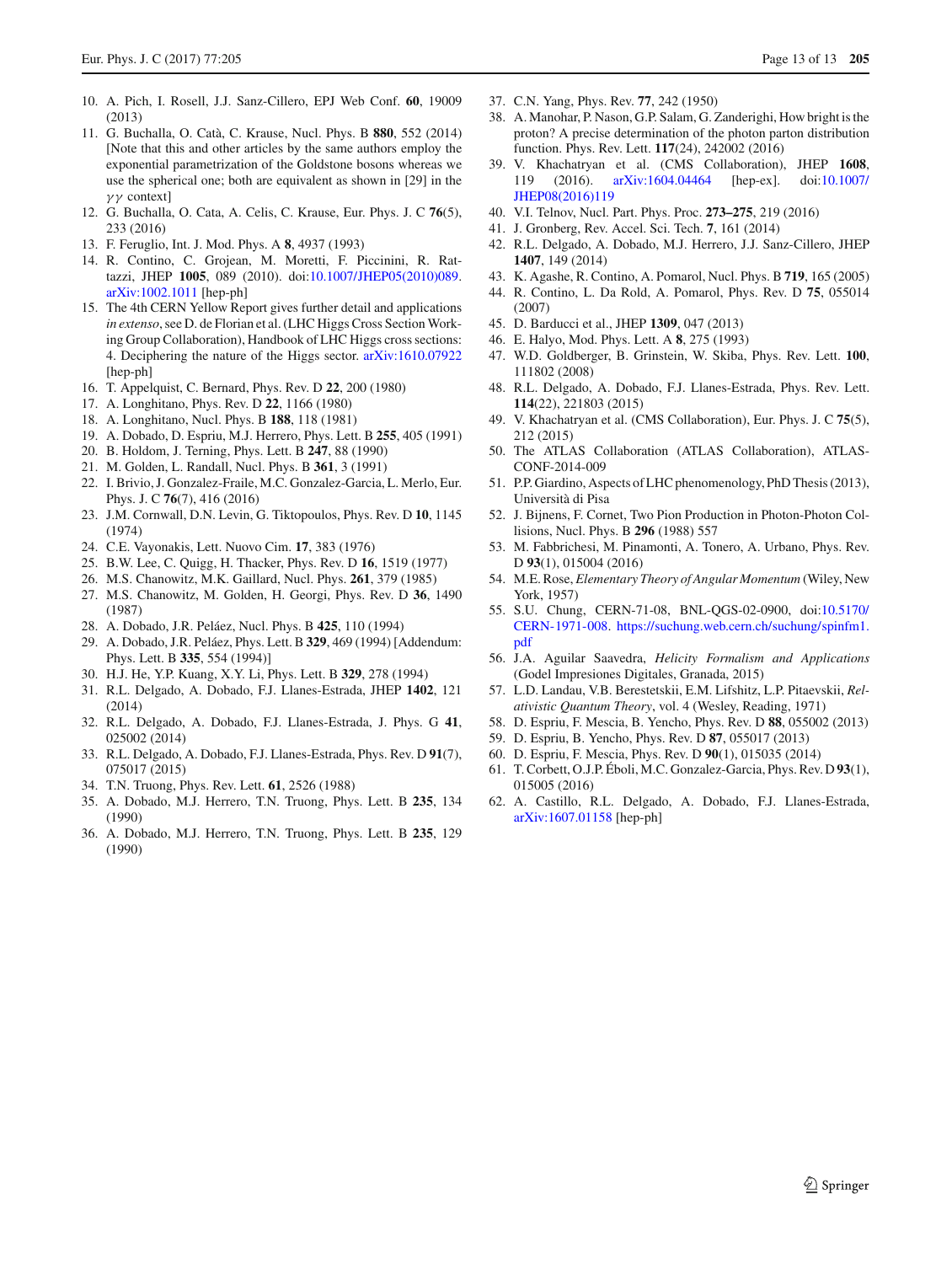10. A. Pich, I. Rosell, J.J. Sanz-Cillero, EPJ Web Conf. **60**, 19009 (2013)
11. G. Buchalla, O. Catà, C. Krause, Nucl. Phys. B **880**, 552 (2014) [Note that this and other articles by the same authors employ the exponential parametrization of the Goldstone bosons whereas we use the spherical one; both are equivalent as shown in [29] in the $\gamma\gamma$ context]
12. G. Buchalla, O. Cata, A. Celis, C. Krause, Eur. Phys. J. C **76**(5), 233 (2016)
13. F. Feruglio, Int. J. Mod. Phys. A **8**, 4937 (1993)
14. R. Contino, C. Grojean, M. Moretti, F. Piccinini, R. Rattazzi, JHEP **1005**, 089 (2010). doi:10.1007/JHEP05(2010)089. arXiv:1002.1011 [hep-ph]
15. The 4th CERN Yellow Report gives further detail and applications *in extenso*, see D. de Florian et al. (LHC Higgs Cross Section Working Group Collaboration), Handbook of LHC Higgs cross sections: 4. Deciphering the nature of the Higgs sector. arXiv:1610.07922 [hep-ph]
16. T. Appelquist, C. Bernard, Phys. Rev. D **22**, 200 (1980)
17. A. Longhitano, Phys. Rev. D **22**, 1166 (1980)
18. A. Longhitano, Nucl. Phys. B **188**, 118 (1981)
19. A. Dobado, D. Espriu, M.J. Herrero, Phys. Lett. B **255**, 405 (1991)
20. B. Holdom, J. Terning, Phys. Lett. B **247**, 88 (1990)
21. M. Golden, L. Randall, Nucl. Phys. B **361**, 3 (1991)
22. I. Brivio, J. Gonzalez-Fraile, M.C. Gonzalez-Garcia, L. Merlo, Eur. Phys. J. C **76**(7), 416 (2016)
23. J.M. Cornwall, D.N. Levin, G. Tiktopoulos, Phys. Rev. D **10**, 1145 (1974)
24. C.E. Vayonakis, Lett. Nuovo Cim. **17**, 383 (1976)
25. B.W. Lee, C. Quigg, H. Thacker, Phys. Rev. D **16**, 1519 (1977)
26. M.S. Chanowitz, M.K. Gaillard, Nucl. Phys. **261**, 379 (1985)
27. M.S. Chanowitz, M. Golden, H. Georgi, Phys. Rev. D **36**, 1490 (1987)
28. A. Dobado, J.R. Peláez, Nucl. Phys. B **425**, 110 (1994)
29. A. Dobado, J.R. Peláez, Phys. Lett. B **329**, 469 (1994) [Addendum: Phys. Lett. B **335**, 554 (1994)]
30. H.J. He, Y.P. Kuang, X.Y. Li, Phys. Lett. B **329**, 278 (1994)
31. R.L. Delgado, A. Dobado, F.J. Llanes-Estrada, JHEP **1402**, 121 (2014)
32. R.L. Delgado, A. Dobado, F.J. Llanes-Estrada, J. Phys. G **41**, 025002 (2014)
33. R.L. Delgado, A. Dobado, F.J. Llanes-Estrada, Phys. Rev. D **91**(7), 075017 (2015)
34. T.N. Truong, Phys. Rev. Lett. **61**, 2526 (1988)
35. A. Dobado, M.J. Herrero, T.N. Truong, Phys. Lett. B **235**, 134 (1990)
36. A. Dobado, M.J. Herrero, T.N. Truong, Phys. Lett. B **235**, 129 (1990)
37. C.N. Yang, Phys. Rev. **77**, 242 (1950)
38. A. Manohar, P. Nason, G.P. Salam, G. Zanderighi, How bright is the proton? A precise determination of the photon parton distribution function. Phys. Rev. Lett. **117**(24), 242002 (2016)
39. V. Khachatryan et al. (CMS Collaboration), JHEP **1608**, 119 (2016). arXiv:1604.04464 [hep-ex]. doi:10.1007/JHEP08(2016)119
40. V.I. Telnov, Nucl. Part. Phys. Proc. **273–275**, 219 (2016)
41. J. Gronberg, Rev. Accel. Sci. Tech. **7**, 161 (2014)
42. R.L. Delgado, A. Dobado, M.J. Herrero, J.J. Sanz-Cillero, JHEP **1407**, 149 (2014)
43. K. Agashe, R. Contino, A. Pomarol, Nucl. Phys. B **719**, 165 (2005)
44. R. Contino, L. Da Rold, A. Pomarol, Phys. Rev. D **75**, 055014 (2007)
45. D. Barducci et al., JHEP **1309**, 047 (2013)
46. E. Halyo, Mod. Phys. Lett. A **8**, 275 (1993)
47. W.D. Goldberger, B. Grinstein, W. Skiba, Phys. Rev. Lett. **100**, 111802 (2008)
48. R.L. Delgado, A. Dobado, F.J. Llanes-Estrada, Phys. Rev. Lett. **114**(22), 221803 (2015)
49. V. Khachatryan et al. (CMS Collaboration), Eur. Phys. J. C **75**(5), 212 (2015)
50. The ATLAS Collaboration (ATLAS Collaboration), ATLAS-CONF-2014-009
51. P.P. Giardino, Aspects of LHC phenomenology, PhD Thesis (2013), Università di Pisa
52. J. Bijnens, F. Cornet, Two Pion Production in Photon-Photon Collisions, Nucl. Phys. B **296** (1988) 557
53. M. Fabbrichesi, M. Pinamonti, A. Tonero, A. Urbano, Phys. Rev. D **93**(1), 015004 (2016)
54. M.E. Rose, *Elementary Theory of Angular Momentum* (Wiley, New York, 1957)
55. S.U. Chung, CERN-71-08, BNL-QGS-02-0900, doi:10.5170/CERN-1971-008. https://suchung.web.cern.ch/suchung/spinfm1.pdf
56. J.A. Aguilar Saavedra, *Helicity Formalism and Applications* (Godel Impresiones Digitales, Granada, 2015)
57. L.D. Landau, V.B. Berestetskii, E.M. Lifshitz, L.P. Pitaevskii, *Relativistic Quantum Theory*, vol. 4 (Wesley, Reading, 1971)
58. D. Espriu, F. Mescia, B. Yencho, Phys. Rev. D **88**, 055002 (2013)
59. D. Espriu, B. Yencho, Phys. Rev. D **87**, 055017 (2013)
60. D. Espriu, F. Mescia, Phys. Rev. D **90**(1), 015035 (2014)
61. T. Corbett, O.J.P. Éboli, M.C. Gonzalez-Garcia, Phys. Rev. D **93**(1), 015005 (2016)
62. A. Castillo, R.L. Delgado, A. Dobado, F.J. Llanes-Estrada, arXiv:1607.01158 [hep-ph]